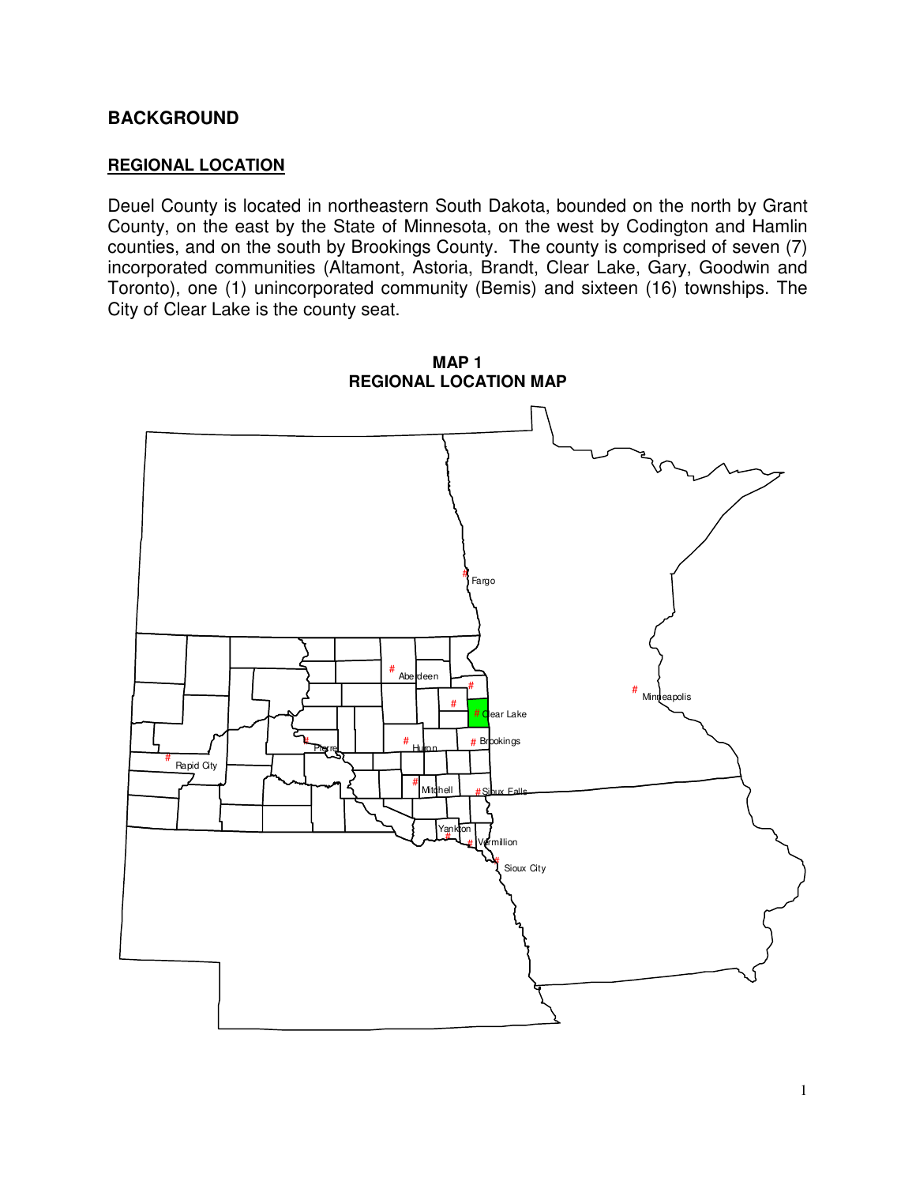## BACKGROUND

### REGIONAL LOCATION

Deuel County is located in northeastern South Dakota, bounded on the north by Grant County, on the east by the State of Minnesota, on the west by Codington and Hamlin counties, and on the south by Brookings County. The county is comprised of seven (7) incorporated communities (Altamont, Astoria, Brandt, Clear Lake, Gary, Goodwin and Toronto), one (1) unincorporated community (Bemis) and sixteen (16) townships. The City of Clear Lake is the county seat.

**MAP 1**
**REGIONAL LOCATION MAP**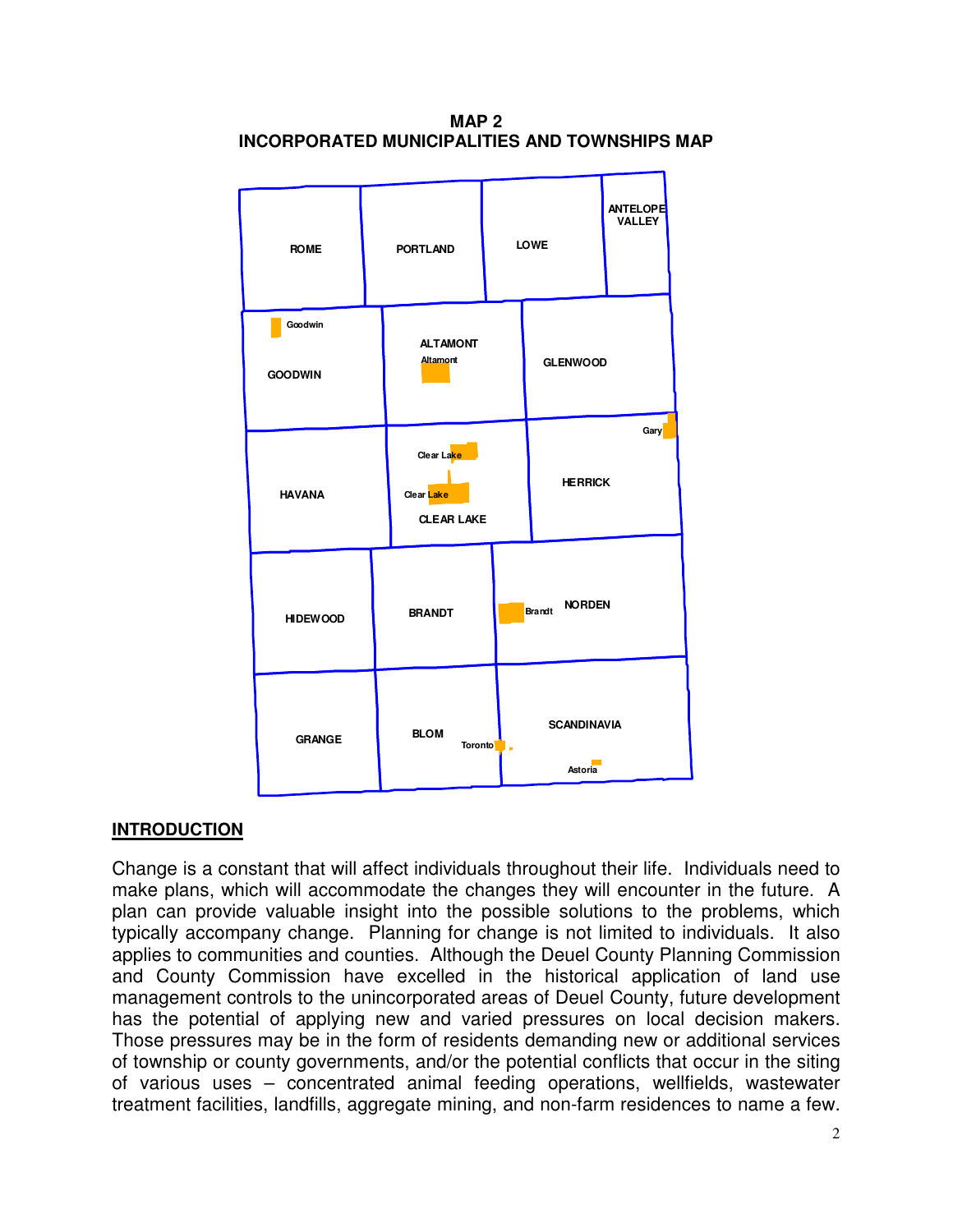**MAP 2**
**INCORPORATED MUNICIPALITIES AND TOWNSHIPS MAP**

ROME PORTLAND LOWE ANTELOPE VALLEY

Goodwin GOODWIN ALTAMONT Altamont GLENWOOD

HAVANA Clear Lake Clear Lake CLEAR LAKE Gary HERRICK

HIDEWOOD BRANDT Brandt NORDEN

GRANGE BLOM Toronto SCANDINAVIA Astoria

## INTRODUCTION

Change is a constant that will affect individuals throughout their life. Individuals need to make plans, which will accommodate the changes they will encounter in the future. A plan can provide valuable insight into the possible solutions to the problems, which typically accompany change. Planning for change is not limited to individuals. It also applies to communities and counties. Although the Deuel County Planning Commission and County Commission have excelled in the historical application of land use management controls to the unincorporated areas of Deuel County, future development has the potential of applying new and varied pressures on local decision makers. Those pressures may be in the form of residents demanding new or additional services of township or county governments, and/or the potential conflicts that occur in the siting of various uses – concentrated animal feeding operations, wellfields, wastewater treatment facilities, landfills, aggregate mining, and non-farm residences to name a few.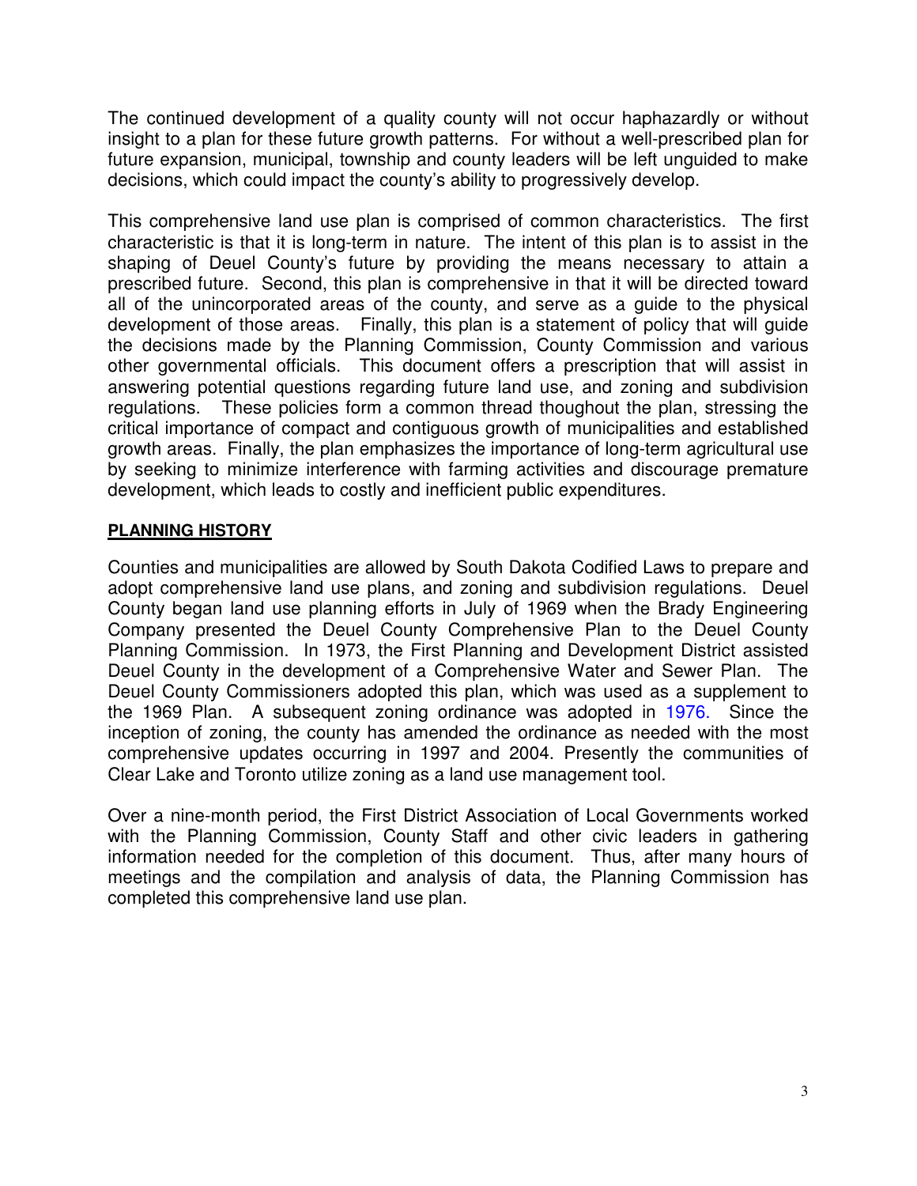The continued development of a quality county will not occur haphazardly or without insight to a plan for these future growth patterns. For without a well-prescribed plan for future expansion, municipal, township and county leaders will be left unguided to make decisions, which could impact the county's ability to progressively develop.

This comprehensive land use plan is comprised of common characteristics. The first characteristic is that it is long-term in nature. The intent of this plan is to assist in the shaping of Deuel County's future by providing the means necessary to attain a prescribed future. Second, this plan is comprehensive in that it will be directed toward all of the unincorporated areas of the county, and serve as a guide to the physical development of those areas. Finally, this plan is a statement of policy that will guide the decisions made by the Planning Commission, County Commission and various other governmental officials. This document offers a prescription that will assist in answering potential questions regarding future land use, and zoning and subdivision regulations. These policies form a common thread thoughout the plan, stressing the critical importance of compact and contiguous growth of municipalities and established growth areas. Finally, the plan emphasizes the importance of long-term agricultural use by seeking to minimize interference with farming activities and discourage premature development, which leads to costly and inefficient public expenditures.

## PLANNING HISTORY

Counties and municipalities are allowed by South Dakota Codified Laws to prepare and adopt comprehensive land use plans, and zoning and subdivision regulations. Deuel County began land use planning efforts in July of 1969 when the Brady Engineering Company presented the Deuel County Comprehensive Plan to the Deuel County Planning Commission. In 1973, the First Planning and Development District assisted Deuel County in the development of a Comprehensive Water and Sewer Plan. The Deuel County Commissioners adopted this plan, which was used as a supplement to the 1969 Plan. A subsequent zoning ordinance was adopted in 1976. Since the inception of zoning, the county has amended the ordinance as needed with the most comprehensive updates occurring in 1997 and 2004. Presently the communities of Clear Lake and Toronto utilize zoning as a land use management tool.

Over a nine-month period, the First District Association of Local Governments worked with the Planning Commission, County Staff and other civic leaders in gathering information needed for the completion of this document. Thus, after many hours of meetings and the compilation and analysis of data, the Planning Commission has completed this comprehensive land use plan.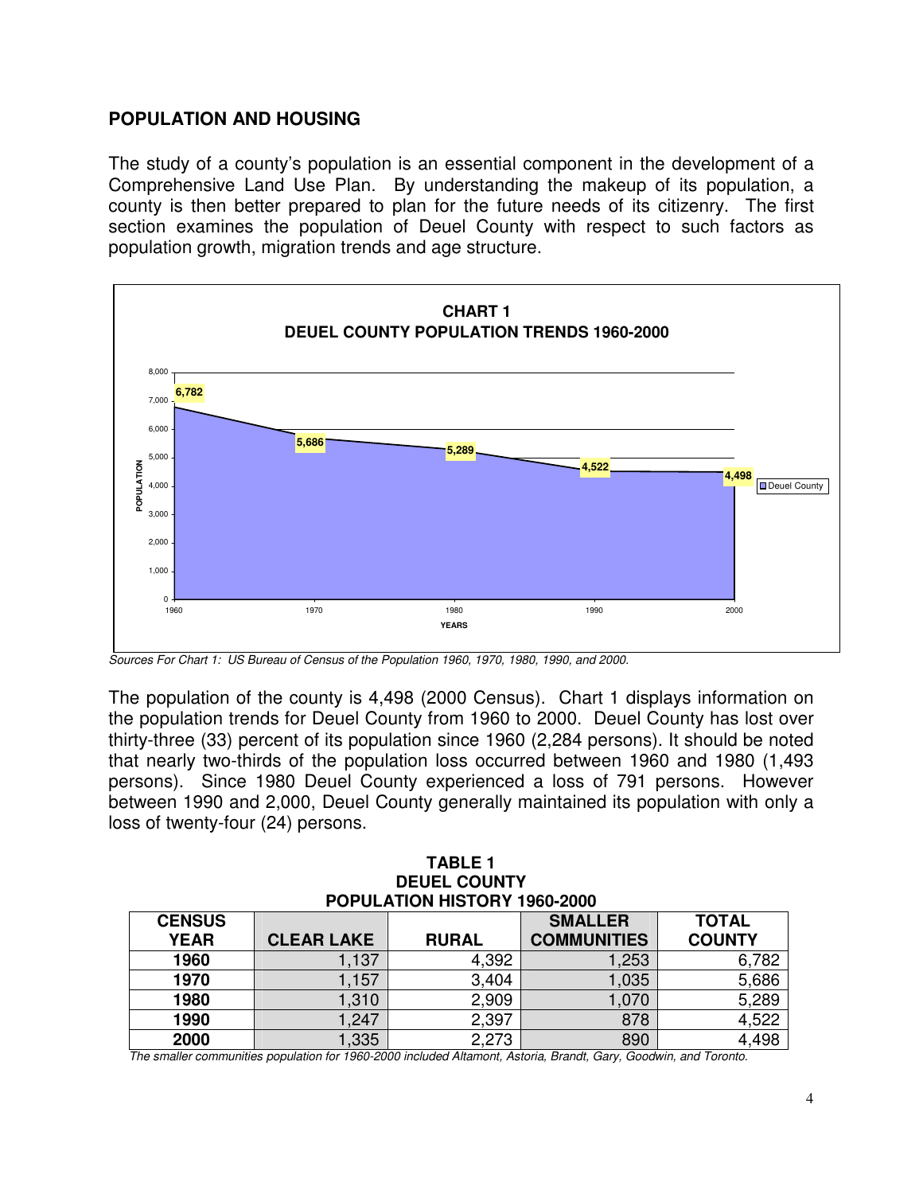## POPULATION AND HOUSING

The study of a county's population is an essential component in the development of a Comprehensive Land Use Plan. By understanding the makeup of its population, a county is then better prepared to plan for the future needs of its citizenry. The first section examines the population of Deuel County with respect to such factors as population growth, migration trends and age structure.

**CHART 1**
**DEUEL COUNTY POPULATION TRENDS 1960-2000**

| YEARS | Deuel County |
|---|---|
| 1960 | 6,782 |
| 1970 | 5,686 |
| 1980 | 5,289 |
| 1990 | 4,522 |
| 2000 | 4,498 |

*Sources For Chart 1: US Bureau of Census of the Population 1960, 1970, 1980, 1990, and 2000.*

The population of the county is 4,498 (2000 Census). Chart 1 displays information on the population trends for Deuel County from 1960 to 2000. Deuel County has lost over thirty-three (33) percent of its population since 1960 (2,284 persons). It should be noted that nearly two-thirds of the population loss occurred between 1960 and 1980 (1,493 persons). Since 1980 Deuel County experienced a loss of 791 persons. However between 1990 and 2,000, Deuel County generally maintained its population with only a loss of twenty-four (24) persons.

**TABLE 1**
**DEUEL COUNTY**
**POPULATION HISTORY 1960-2000**

| CENSUS YEAR | CLEAR LAKE | RURAL | SMALLER COMMUNITIES | TOTAL COUNTY |
|---|---|---|---|---|
| **1960** | 1,137 | 4,392 | 1,253 | 6,782 |
| **1970** | 1,157 | 3,404 | 1,035 | 5,686 |
| **1980** | 1,310 | 2,909 | 1,070 | 5,289 |
| **1990** | 1,247 | 2,397 | 878 | 4,522 |
| **2000** | 1,335 | 2,273 | 890 | 4,498 |

*The smaller communities population for 1960-2000 included Altamont, Astoria, Brandt, Gary, Goodwin, and Toronto.*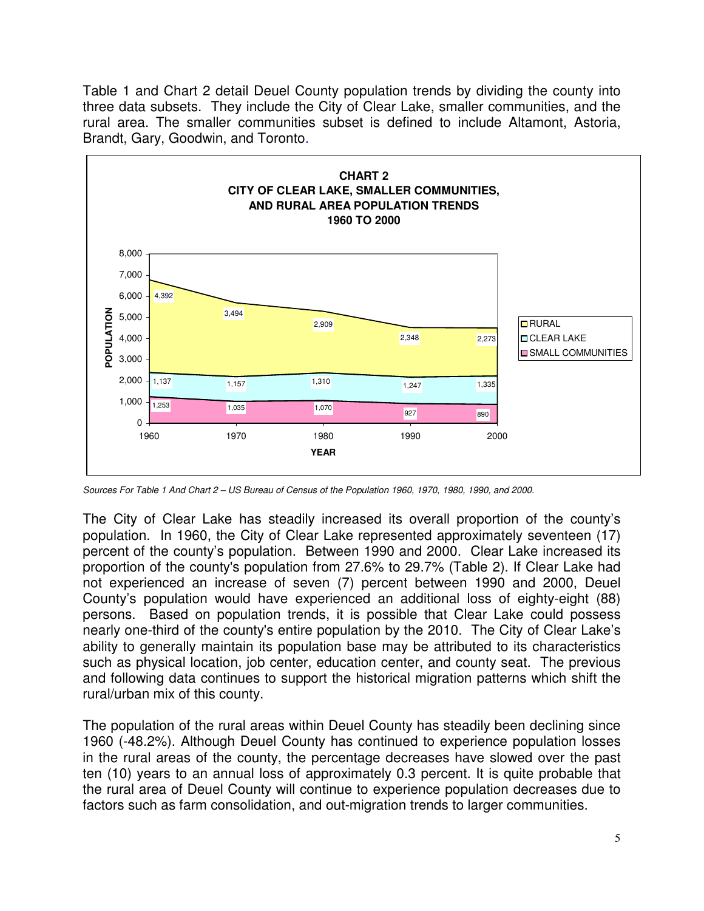Table 1 and Chart 2 detail Deuel County population trends by dividing the county into three data subsets. They include the City of Clear Lake, smaller communities, and the rural area. The smaller communities subset is defined to include Altamont, Astoria, Brandt, Gary, Goodwin, and Toronto.

**CHART 2**
**CITY OF CLEAR LAKE, SMALLER COMMUNITIES, AND RURAL AREA POPULATION TRENDS**
**1960 TO 2000**

| YEAR | RURAL | CLEAR LAKE | SMALL COMMUNITIES |
|---|---|---|---|
| 1960 | 4,392 | 1,137 | 1,253 |
| 1970 | 3,494 | 1,157 | 1,035 |
| 1980 | 2,909 | 1,310 | 1,070 |
| 1990 | 2,348 | 1,247 | 927 |
| 2000 | 2,273 | 1,335 | 890 |

*Sources For Table 1 And Chart 2 – US Bureau of Census of the Population 1960, 1970, 1980, 1990, and 2000.*

The City of Clear Lake has steadily increased its overall proportion of the county's population. In 1960, the City of Clear Lake represented approximately seventeen (17) percent of the county's population. Between 1990 and 2000. Clear Lake increased its proportion of the county's population from 27.6% to 29.7% (Table 2). If Clear Lake had not experienced an increase of seven (7) percent between 1990 and 2000, Deuel County's population would have experienced an additional loss of eighty-eight (88) persons. Based on population trends, it is possible that Clear Lake could possess nearly one-third of the county's entire population by the 2010. The City of Clear Lake's ability to generally maintain its population base may be attributed to its characteristics such as physical location, job center, education center, and county seat. The previous and following data continues to support the historical migration patterns which shift the rural/urban mix of this county.

The population of the rural areas within Deuel County has steadily been declining since 1960 (-48.2%). Although Deuel County has continued to experience population losses in the rural areas of the county, the percentage decreases have slowed over the past ten (10) years to an annual loss of approximately 0.3 percent. It is quite probable that the rural area of Deuel County will continue to experience population decreases due to factors such as farm consolidation, and out-migration trends to larger communities.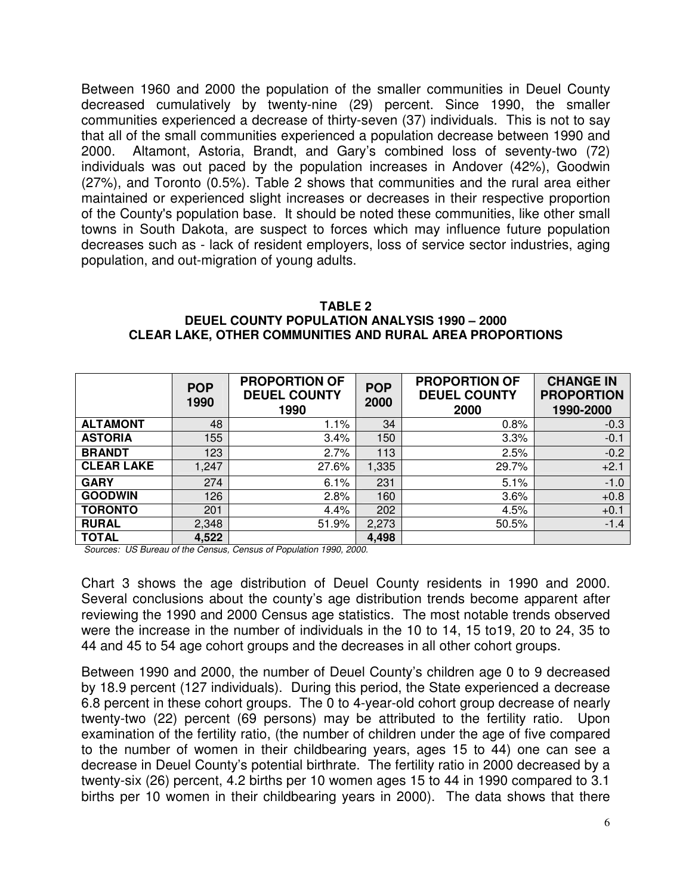Between 1960 and 2000 the population of the smaller communities in Deuel County decreased cumulatively by twenty-nine (29) percent. Since 1990, the smaller communities experienced a decrease of thirty-seven (37) individuals. This is not to say that all of the small communities experienced a population decrease between 1990 and 2000. Altamont, Astoria, Brandt, and Gary's combined loss of seventy-two (72) individuals was out paced by the population increases in Andover (42%), Goodwin (27%), and Toronto (0.5%). Table 2 shows that communities and the rural area either maintained or experienced slight increases or decreases in their respective proportion of the County's population base. It should be noted these communities, like other small towns in South Dakota, are suspect to forces which may influence future population decreases such as - lack of resident employers, loss of service sector industries, aging population, and out-migration of young adults.

**TABLE 2**
**DEUEL COUNTY POPULATION ANALYSIS 1990 – 2000**
**CLEAR LAKE, OTHER COMMUNITIES AND RURAL AREA PROPORTIONS**

| | POP 1990 | PROPORTION OF DEUEL COUNTY 1990 | POP 2000 | PROPORTION OF DEUEL COUNTY 2000 | CHANGE IN PROPORTION 1990-2000 |
|---|---|---|---|---|---|
| **ALTAMONT** | 48 | 1.1% | 34 | 0.8% | -0.3 |
| **ASTORIA** | 155 | 3.4% | 150 | 3.3% | -0.1 |
| **BRANDT** | 123 | 2.7% | 113 | 2.5% | -0.2 |
| **CLEAR LAKE** | 1,247 | 27.6% | 1,335 | 29.7% | +2.1 |
| **GARY** | 274 | 6.1% | 231 | 5.1% | -1.0 |
| **GOODWIN** | 126 | 2.8% | 160 | 3.6% | +0.8 |
| **TORONTO** | 201 | 4.4% | 202 | 4.5% | +0.1 |
| **RURAL** | 2,348 | 51.9% | 2,273 | 50.5% | -1.4 |
| **TOTAL** | **4,522** | | **4,498** | | |

*Sources: US Bureau of the Census, Census of Population 1990, 2000.*

Chart 3 shows the age distribution of Deuel County residents in 1990 and 2000. Several conclusions about the county's age distribution trends become apparent after reviewing the 1990 and 2000 Census age statistics. The most notable trends observed were the increase in the number of individuals in the 10 to 14, 15 to19, 20 to 24, 35 to 44 and 45 to 54 age cohort groups and the decreases in all other cohort groups.

Between 1990 and 2000, the number of Deuel County's children age 0 to 9 decreased by 18.9 percent (127 individuals). During this period, the State experienced a decrease 6.8 percent in these cohort groups. The 0 to 4-year-old cohort group decrease of nearly twenty-two (22) percent (69 persons) may be attributed to the fertility ratio. Upon examination of the fertility ratio, (the number of children under the age of five compared to the number of women in their childbearing years, ages 15 to 44) one can see a decrease in Deuel County's potential birthrate. The fertility ratio in 2000 decreased by a twenty-six (26) percent, 4.2 births per 10 women ages 15 to 44 in 1990 compared to 3.1 births per 10 women in their childbearing years in 2000). The data shows that there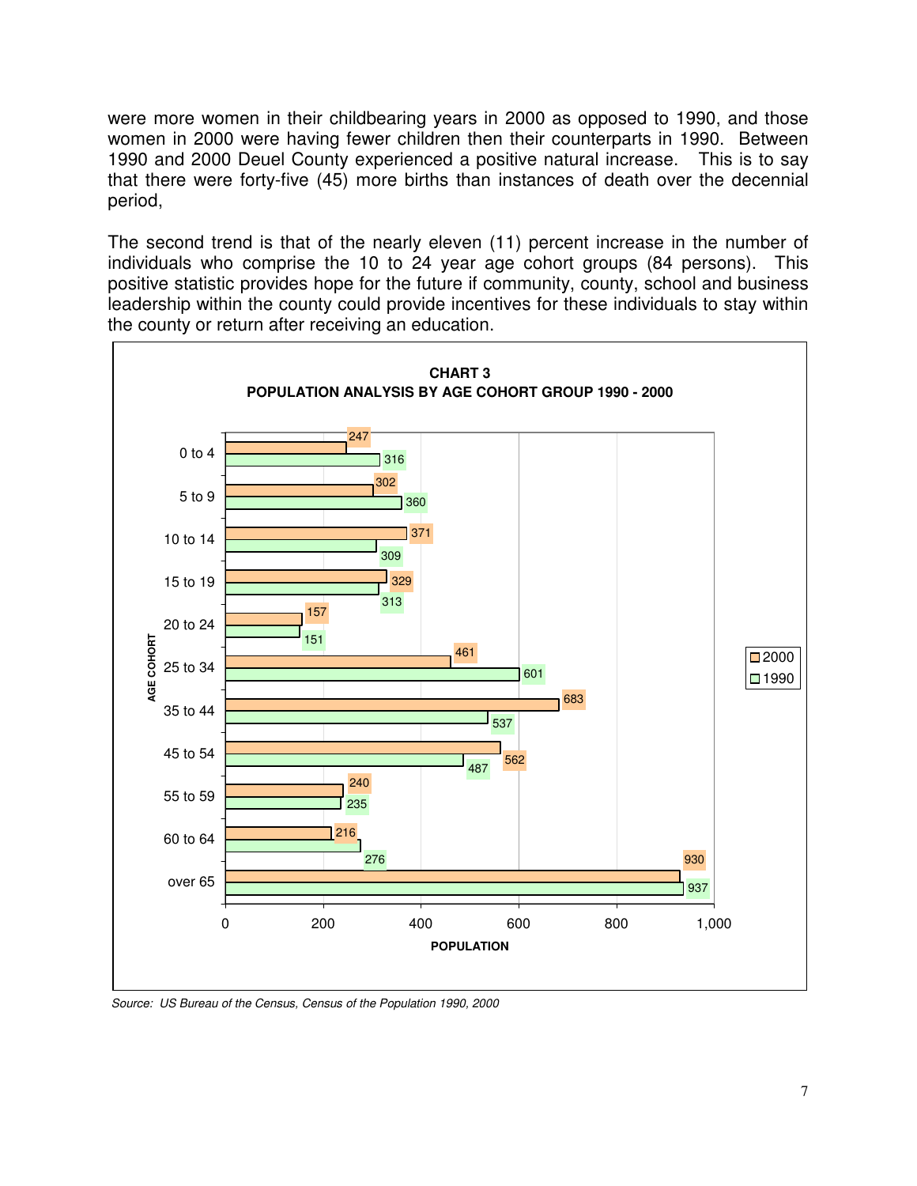were more women in their childbearing years in 2000 as opposed to 1990, and those women in 2000 were having fewer children then their counterparts in 1990. Between 1990 and 2000 Deuel County experienced a positive natural increase. This is to say that there were forty-five (45) more births than instances of death over the decennial period,

The second trend is that of the nearly eleven (11) percent increase in the number of individuals who comprise the 10 to 24 year age cohort groups (84 persons). This positive statistic provides hope for the future if community, county, school and business leadership within the county could provide incentives for these individuals to stay within the county or return after receiving an education.

**CHART 3**
**POPULATION ANALYSIS BY AGE COHORT GROUP 1990 - 2000**

| AGE COHORT | 2000 | 1990 |
|---|---|---|
| 0 to 4 | 247 | 316 |
| 5 to 9 | 302 | 360 |
| 10 to 14 | 371 | 309 |
| 15 to 19 | 329 | 313 |
| 20 to 24 | 157 | 151 |
| 25 to 34 | 461 | 601 |
| 35 to 44 | 683 | 537 |
| 45 to 54 | 562 | 487 |
| 55 to 59 | 240 | 235 |
| 60 to 64 | 216 | 276 |
| over 65 | 930 | 937 |

*Source: US Bureau of the Census, Census of the Population 1990, 2000*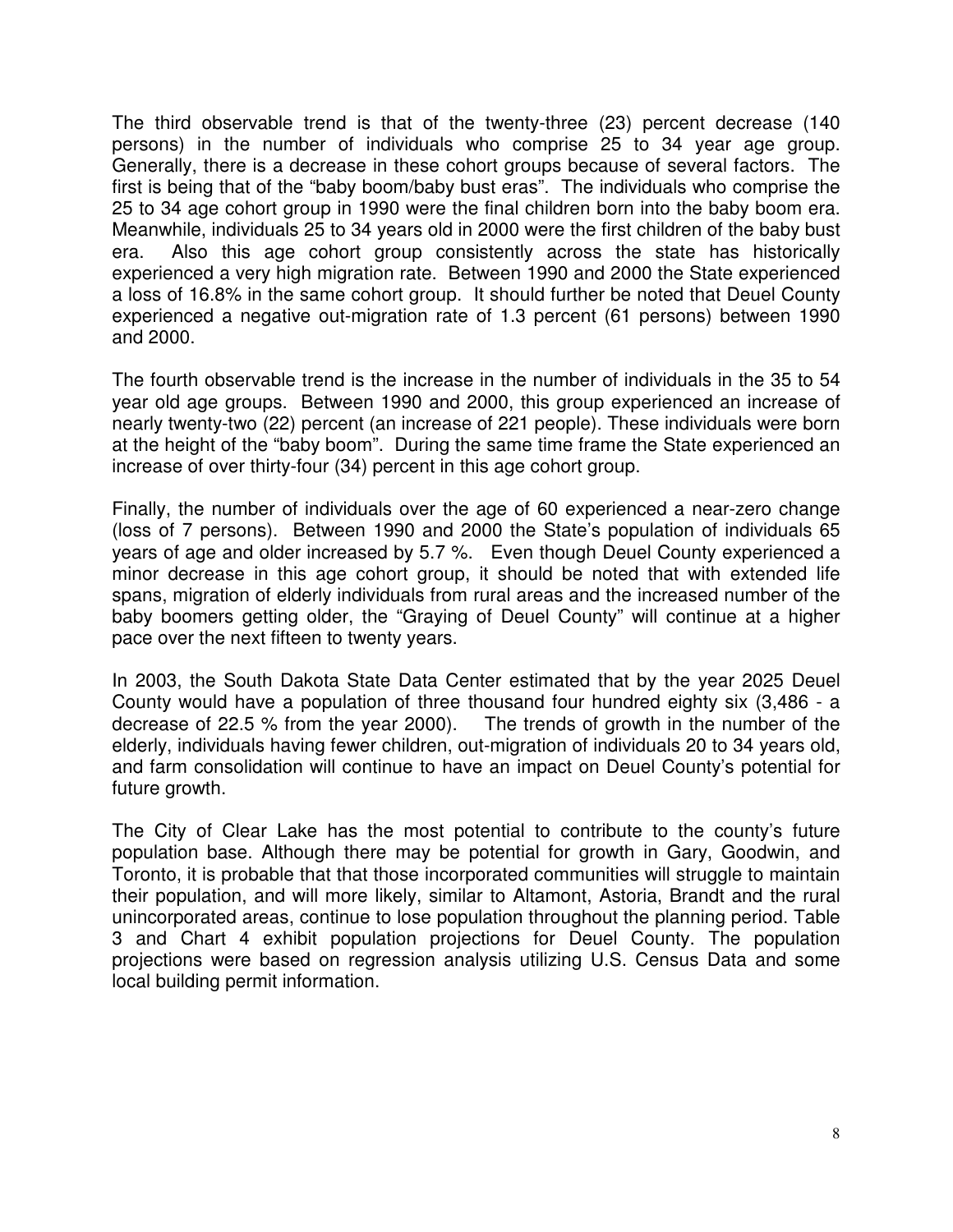The third observable trend is that of the twenty-three (23) percent decrease (140 persons) in the number of individuals who comprise 25 to 34 year age group. Generally, there is a decrease in these cohort groups because of several factors. The first is being that of the "baby boom/baby bust eras". The individuals who comprise the 25 to 34 age cohort group in 1990 were the final children born into the baby boom era. Meanwhile, individuals 25 to 34 years old in 2000 were the first children of the baby bust era. Also this age cohort group consistently across the state has historically experienced a very high migration rate. Between 1990 and 2000 the State experienced a loss of 16.8% in the same cohort group. It should further be noted that Deuel County experienced a negative out-migration rate of 1.3 percent (61 persons) between 1990 and 2000.

The fourth observable trend is the increase in the number of individuals in the 35 to 54 year old age groups. Between 1990 and 2000, this group experienced an increase of nearly twenty-two (22) percent (an increase of 221 people). These individuals were born at the height of the "baby boom". During the same time frame the State experienced an increase of over thirty-four (34) percent in this age cohort group.

Finally, the number of individuals over the age of 60 experienced a near-zero change (loss of 7 persons). Between 1990 and 2000 the State's population of individuals 65 years of age and older increased by 5.7 %. Even though Deuel County experienced a minor decrease in this age cohort group, it should be noted that with extended life spans, migration of elderly individuals from rural areas and the increased number of the baby boomers getting older, the "Graying of Deuel County" will continue at a higher pace over the next fifteen to twenty years.

In 2003, the South Dakota State Data Center estimated that by the year 2025 Deuel County would have a population of three thousand four hundred eighty six (3,486 - a decrease of 22.5 % from the year 2000). The trends of growth in the number of the elderly, individuals having fewer children, out-migration of individuals 20 to 34 years old, and farm consolidation will continue to have an impact on Deuel County's potential for future growth.

The City of Clear Lake has the most potential to contribute to the county's future population base. Although there may be potential for growth in Gary, Goodwin, and Toronto, it is probable that that those incorporated communities will struggle to maintain their population, and will more likely, similar to Altamont, Astoria, Brandt and the rural unincorporated areas, continue to lose population throughout the planning period. Table 3 and Chart 4 exhibit population projections for Deuel County. The population projections were based on regression analysis utilizing U.S. Census Data and some local building permit information.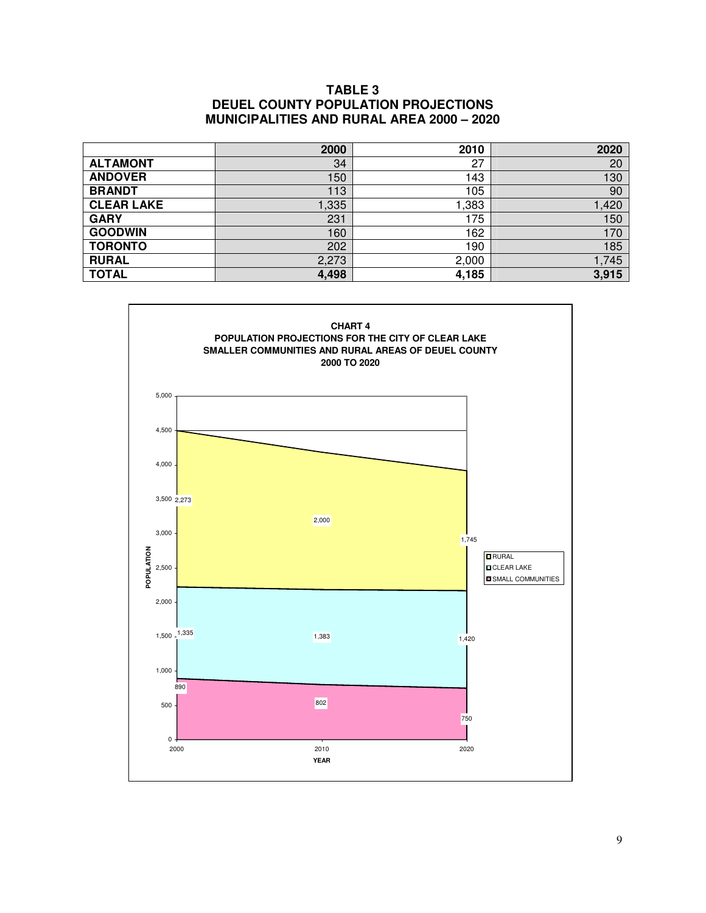# TABLE 3
## DEUEL COUNTY POPULATION PROJECTIONS
## MUNICIPALITIES AND RURAL AREA 2000 – 2020

| | 2000 | 2010 | 2020 |
|---|---|---|---|
| **ALTAMONT** | 34 | 27 | 20 |
| **ANDOVER** | 150 | 143 | 130 |
| **BRANDT** | 113 | 105 | 90 |
| **CLEAR LAKE** | 1,335 | 1,383 | 1,420 |
| **GARY** | 231 | 175 | 150 |
| **GOODWIN** | 160 | 162 | 170 |
| **TORONTO** | 202 | 190 | 185 |
| **RURAL** | 2,273 | 2,000 | 1,745 |
| **TOTAL** | **4,498** | **4,185** | **3,915** |

**CHART 4**
**POPULATION PROJECTIONS FOR THE CITY OF CLEAR LAKE**
**SMALLER COMMUNITIES AND RURAL AREAS OF DEUEL COUNTY**
**2000 TO 2020**

| YEAR | RURAL | CLEAR LAKE | SMALL COMMUNITIES |
|---|---|---|---|
| 2000 | 2,273 | 1,335 | 890 |
| 2010 | 2,000 | 1,383 | 802 |
| 2020 | 1,745 | 1,420 | 750 |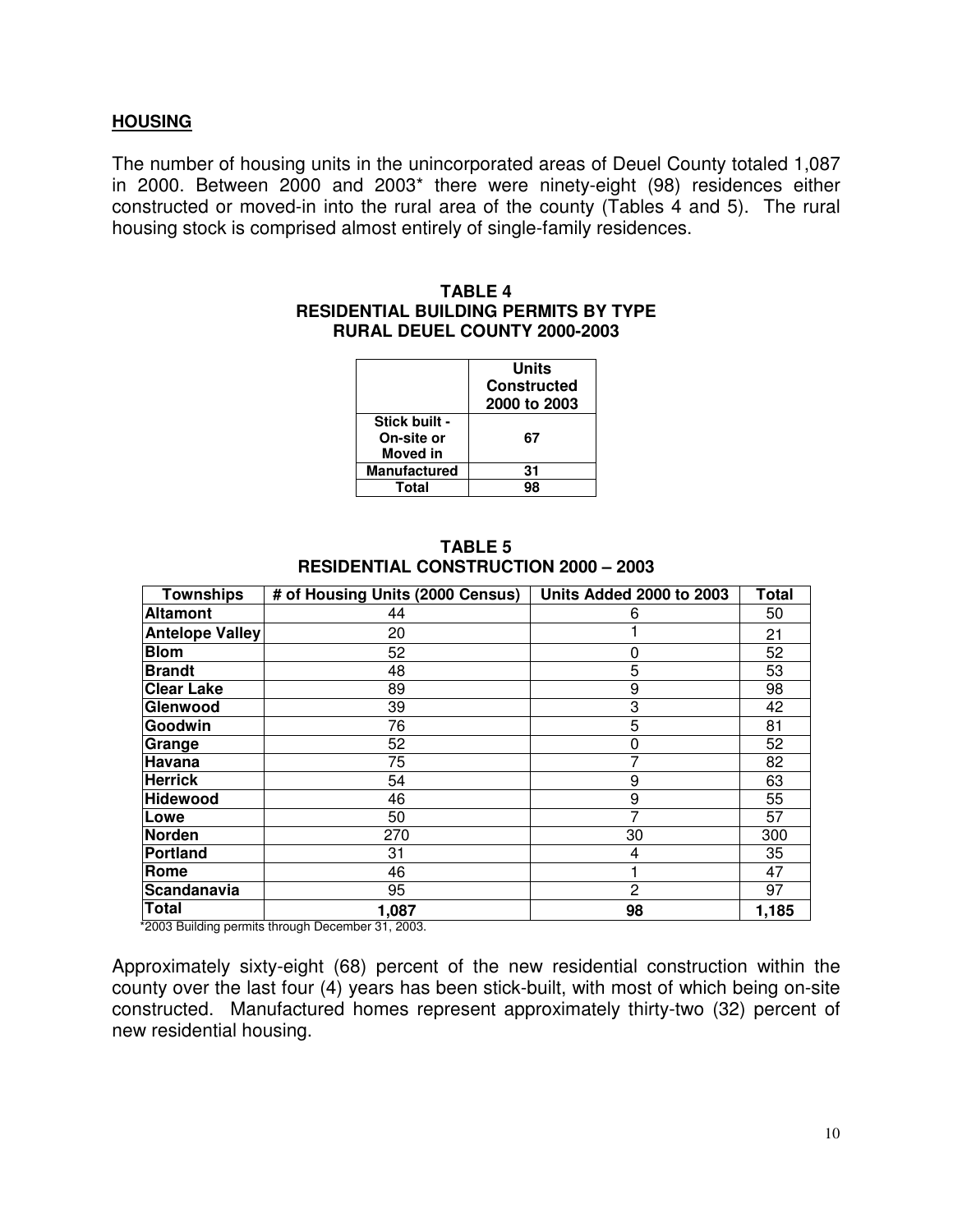**HOUSING**

The number of housing units in the unincorporated areas of Deuel County totaled 1,087 in 2000. Between 2000 and 2003* there were ninety-eight (98) residences either constructed or moved-in into the rural area of the county (Tables 4 and 5). The rural housing stock is comprised almost entirely of single-family residences.

**TABLE 4**
**RESIDENTIAL BUILDING PERMITS BY TYPE**
**RURAL DEUEL COUNTY 2000-2003**

| | Units Constructed 2000 to 2003 |
|---|---|
| **Stick built - On-site or Moved in** | **67** |
| **Manufactured** | **31** |
| **Total** | **98** |

**TABLE 5**
**RESIDENTIAL CONSTRUCTION 2000 – 2003**

| Townships | # of Housing Units (2000 Census) | Units Added 2000 to 2003 | Total |
|---|---|---|---|
| **Altamont** | 44 | 6 | 50 |
| **Antelope Valley** | 20 | 1 | 21 |
| **Blom** | 52 | 0 | 52 |
| **Brandt** | 48 | 5 | 53 |
| **Clear Lake** | 89 | 9 | 98 |
| **Glenwood** | 39 | 3 | 42 |
| **Goodwin** | 76 | 5 | 81 |
| **Grange** | 52 | 0 | 52 |
| **Havana** | 75 | 7 | 82 |
| **Herrick** | 54 | 9 | 63 |
| **Hidewood** | 46 | 9 | 55 |
| **Lowe** | 50 | 7 | 57 |
| **Norden** | 270 | 30 | 300 |
| **Portland** | 31 | 4 | 35 |
| **Rome** | 46 | 1 | 47 |
| **Scandanavia** | 95 | 2 | 97 |
| **Total** | **1,087** | **98** | **1,185** |

*2003 Building permits through December 31, 2003.

Approximately sixty-eight (68) percent of the new residential construction within the county over the last four (4) years has been stick-built, with most of which being on-site constructed. Manufactured homes represent approximately thirty-two (32) percent of new residential housing.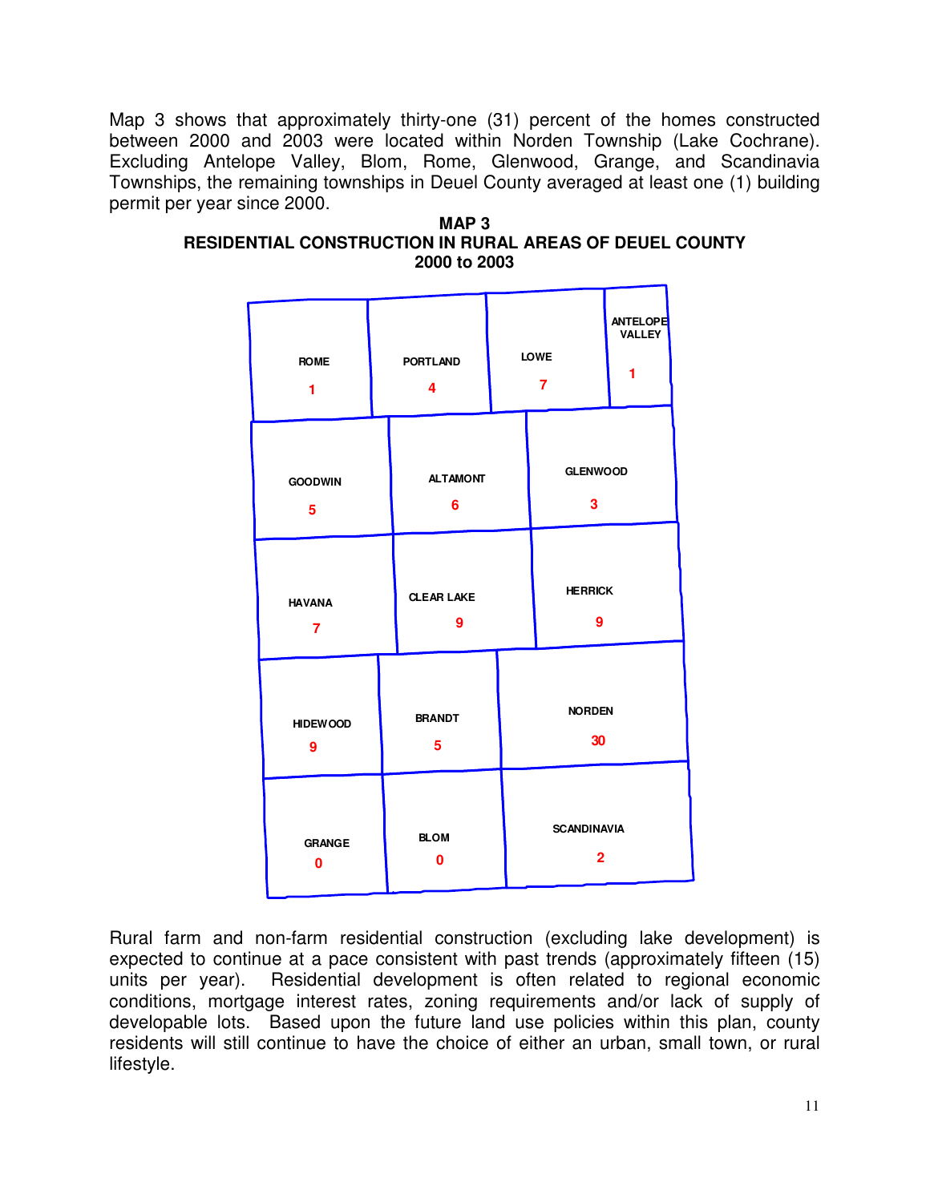Map 3 shows that approximately thirty-one (31) percent of the homes constructed between 2000 and 2003 were located within Norden Township (Lake Cochrane). Excluding Antelope Valley, Blom, Rome, Glenwood, Grange, and Scandinavia Townships, the remaining townships in Deuel County averaged at least one (1) building permit per year since 2000.

**MAP 3**
**RESIDENTIAL CONSTRUCTION IN RURAL AREAS OF DEUEL COUNTY**
**2000 to 2003**

| | | | |
|---|---|---|---|
| ROME 1 | PORTLAND 4 | LOWE 7 | ANTELOPE VALLEY 1 |
| GOODWIN 5 | ALTAMONT 6 | GLENWOOD 3 | |
| HAVANA 7 | CLEAR LAKE 9 | HERRICK 9 | |
| HIDEWOOD 9 | BRANDT 5 | NORDEN 30 | |
| GRANGE 0 | BLOM 0 | SCANDINAVIA 2 | |

Rural farm and non-farm residential construction (excluding lake development) is expected to continue at a pace consistent with past trends (approximately fifteen (15) units per year). Residential development is often related to regional economic conditions, mortgage interest rates, zoning requirements and/or lack of supply of developable lots. Based upon the future land use policies within this plan, county residents will still continue to have the choice of either an urban, small town, or rural lifestyle.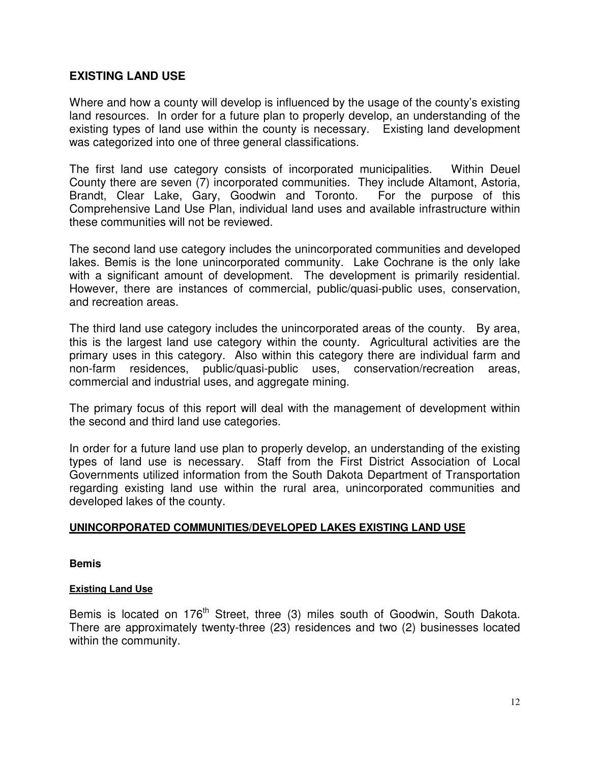## EXISTING LAND USE

Where and how a county will develop is influenced by the usage of the county's existing land resources. In order for a future plan to properly develop, an understanding of the existing types of land use within the county is necessary. Existing land development was categorized into one of three general classifications.

The first land use category consists of incorporated municipalities. Within Deuel County there are seven (7) incorporated communities. They include Altamont, Astoria, Brandt, Clear Lake, Gary, Goodwin and Toronto. For the purpose of this Comprehensive Land Use Plan, individual land uses and available infrastructure within these communities will not be reviewed.

The second land use category includes the unincorporated communities and developed lakes. Bemis is the lone unincorporated community. Lake Cochrane is the only lake with a significant amount of development. The development is primarily residential. However, there are instances of commercial, public/quasi-public uses, conservation, and recreation areas.

The third land use category includes the unincorporated areas of the county. By area, this is the largest land use category within the county. Agricultural activities are the primary uses in this category. Also within this category there are individual farm and non-farm residences, public/quasi-public uses, conservation/recreation areas, commercial and industrial uses, and aggregate mining.

The primary focus of this report will deal with the management of development within the second and third land use categories.

In order for a future land use plan to properly develop, an understanding of the existing types of land use is necessary. Staff from the First District Association of Local Governments utilized information from the South Dakota Department of Transportation regarding existing land use within the rural area, unincorporated communities and developed lakes of the county.

### UNINCORPORATED COMMUNITIES/DEVELOPED LAKES EXISTING LAND USE

#### Bemis

##### Existing Land Use

Bemis is located on 176th Street, three (3) miles south of Goodwin, South Dakota. There are approximately twenty-three (23) residences and two (2) businesses located within the community.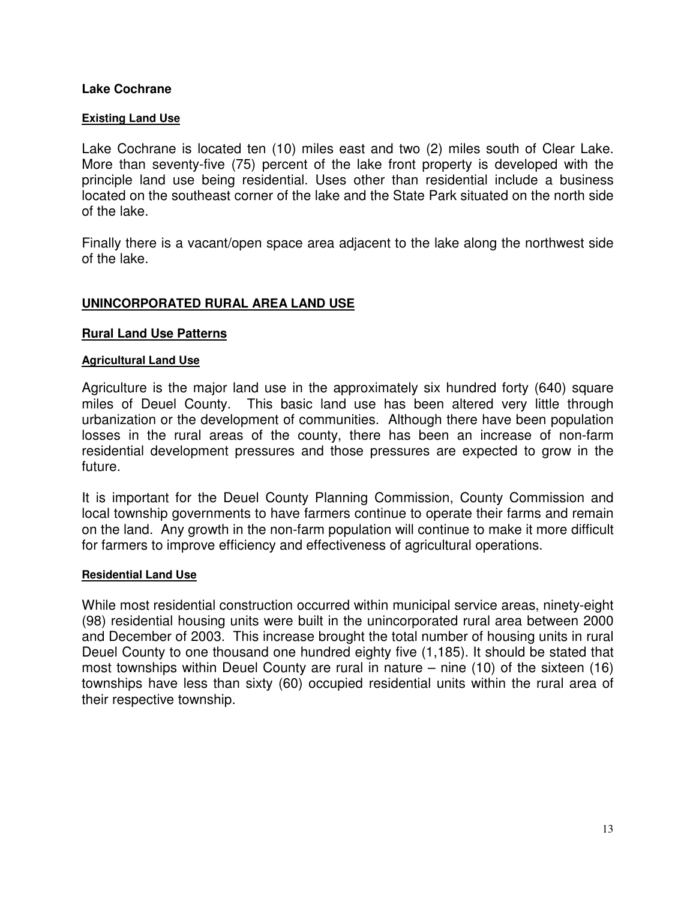**Lake Cochrane**

**Existing Land Use**

Lake Cochrane is located ten (10) miles east and two (2) miles south of Clear Lake. More than seventy-five (75) percent of the lake front property is developed with the principle land use being residential. Uses other than residential include a business located on the southeast corner of the lake and the State Park situated on the north side of the lake.

Finally there is a vacant/open space area adjacent to the lake along the northwest side of the lake.

## UNINCORPORATED RURAL AREA LAND USE

### Rural Land Use Patterns

**Agricultural Land Use**

Agriculture is the major land use in the approximately six hundred forty (640) square miles of Deuel County. This basic land use has been altered very little through urbanization or the development of communities. Although there have been population losses in the rural areas of the county, there has been an increase of non-farm residential development pressures and those pressures are expected to grow in the future.

It is important for the Deuel County Planning Commission, County Commission and local township governments to have farmers continue to operate their farms and remain on the land. Any growth in the non-farm population will continue to make it more difficult for farmers to improve efficiency and effectiveness of agricultural operations.

**Residential Land Use**

While most residential construction occurred within municipal service areas, ninety-eight (98) residential housing units were built in the unincorporated rural area between 2000 and December of 2003. This increase brought the total number of housing units in rural Deuel County to one thousand one hundred eighty five (1,185). It should be stated that most townships within Deuel County are rural in nature – nine (10) of the sixteen (16) townships have less than sixty (60) occupied residential units within the rural area of their respective township.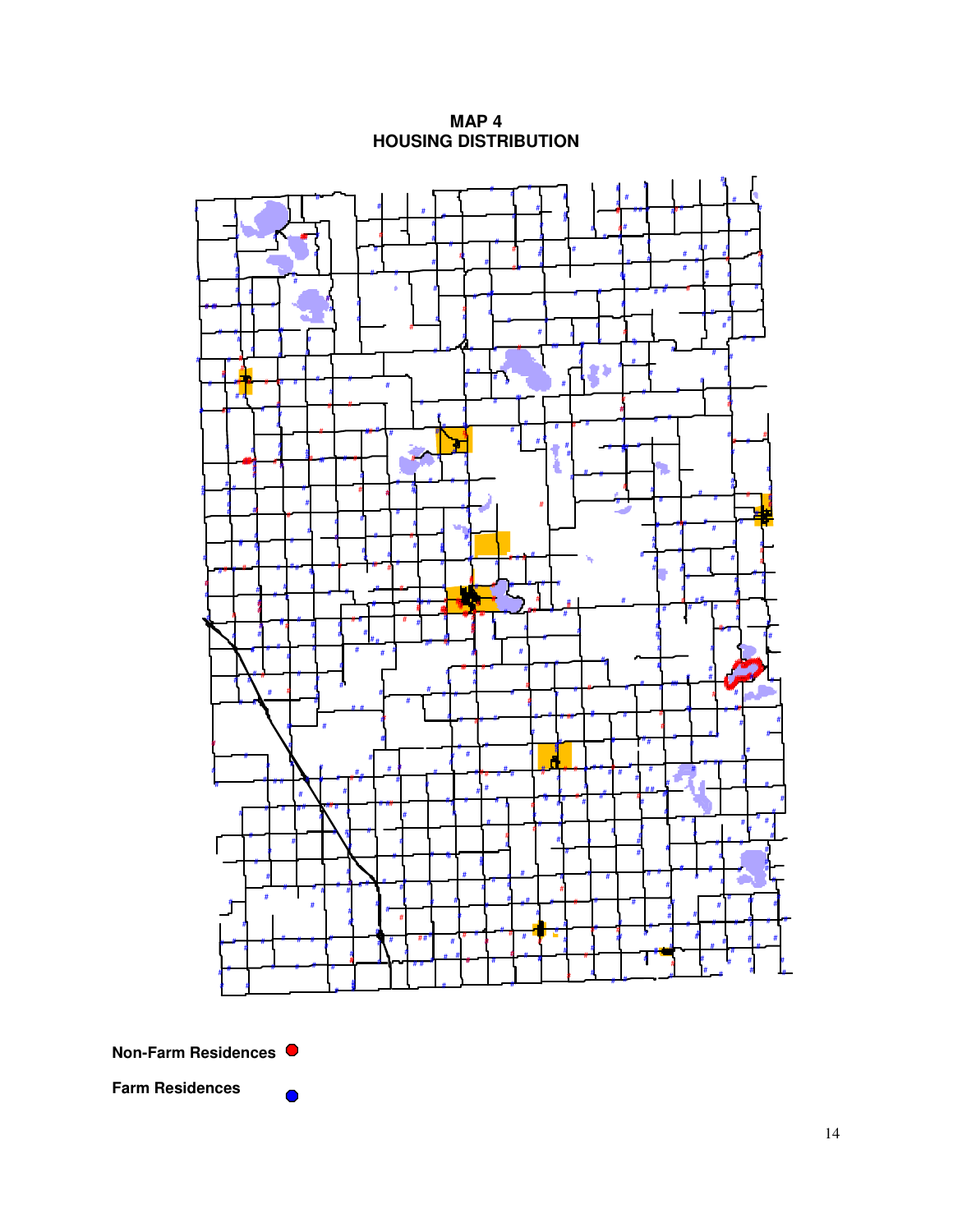# MAP 4
# HOUSING DISTRIBUTION

**Non-Farm Residences**

**Farm Residences**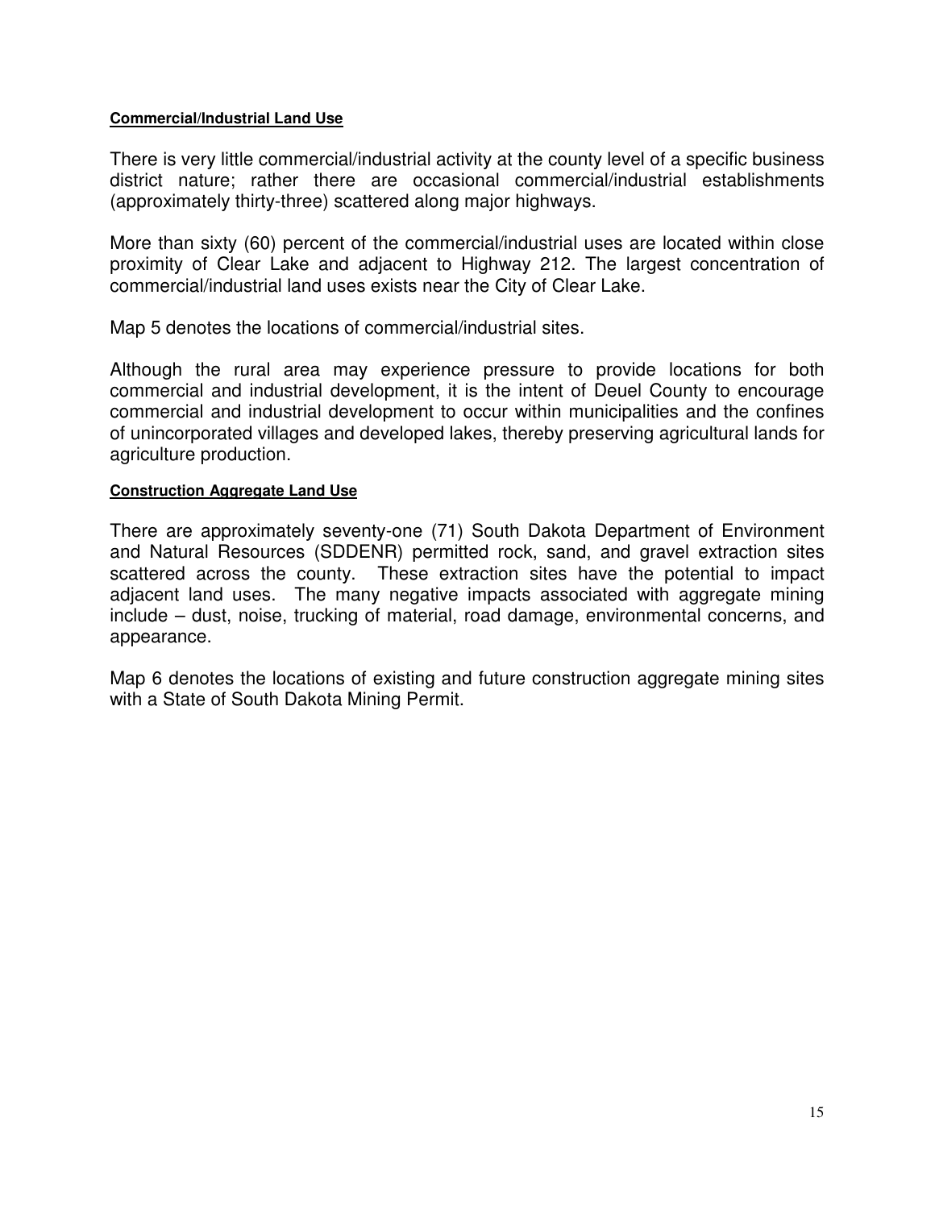### Commercial/Industrial Land Use

There is very little commercial/industrial activity at the county level of a specific business district nature; rather there are occasional commercial/industrial establishments (approximately thirty-three) scattered along major highways.

More than sixty (60) percent of the commercial/industrial uses are located within close proximity of Clear Lake and adjacent to Highway 212. The largest concentration of commercial/industrial land uses exists near the City of Clear Lake.

Map 5 denotes the locations of commercial/industrial sites.

Although the rural area may experience pressure to provide locations for both commercial and industrial development, it is the intent of Deuel County to encourage commercial and industrial development to occur within municipalities and the confines of unincorporated villages and developed lakes, thereby preserving agricultural lands for agriculture production.

### Construction Aggregate Land Use

There are approximately seventy-one (71) South Dakota Department of Environment and Natural Resources (SDDENR) permitted rock, sand, and gravel extraction sites scattered across the county. These extraction sites have the potential to impact adjacent land uses. The many negative impacts associated with aggregate mining include – dust, noise, trucking of material, road damage, environmental concerns, and appearance.

Map 6 denotes the locations of existing and future construction aggregate mining sites with a State of South Dakota Mining Permit.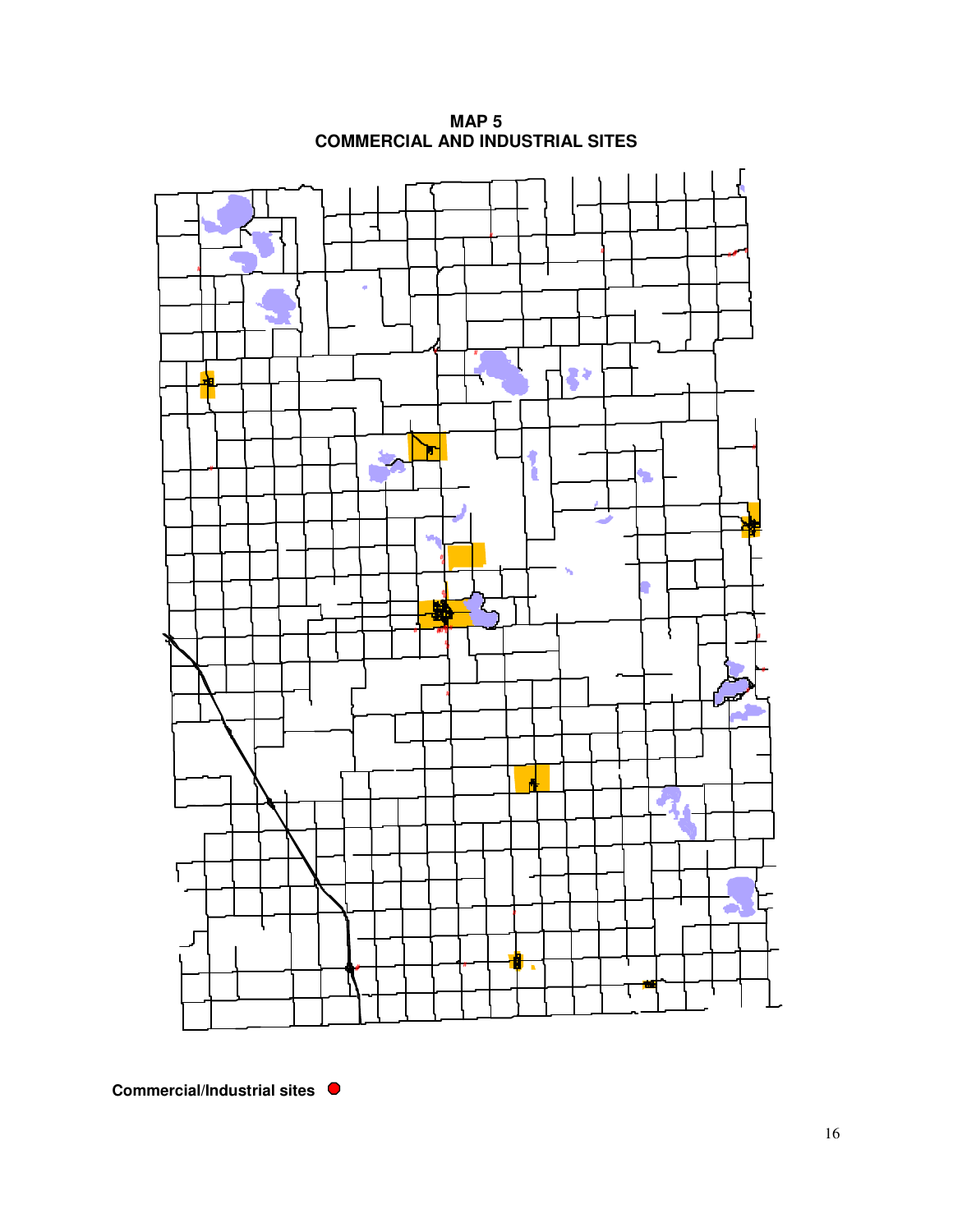# MAP 5
# COMMERCIAL AND INDUSTRIAL SITES

**Commercial/Industrial sites**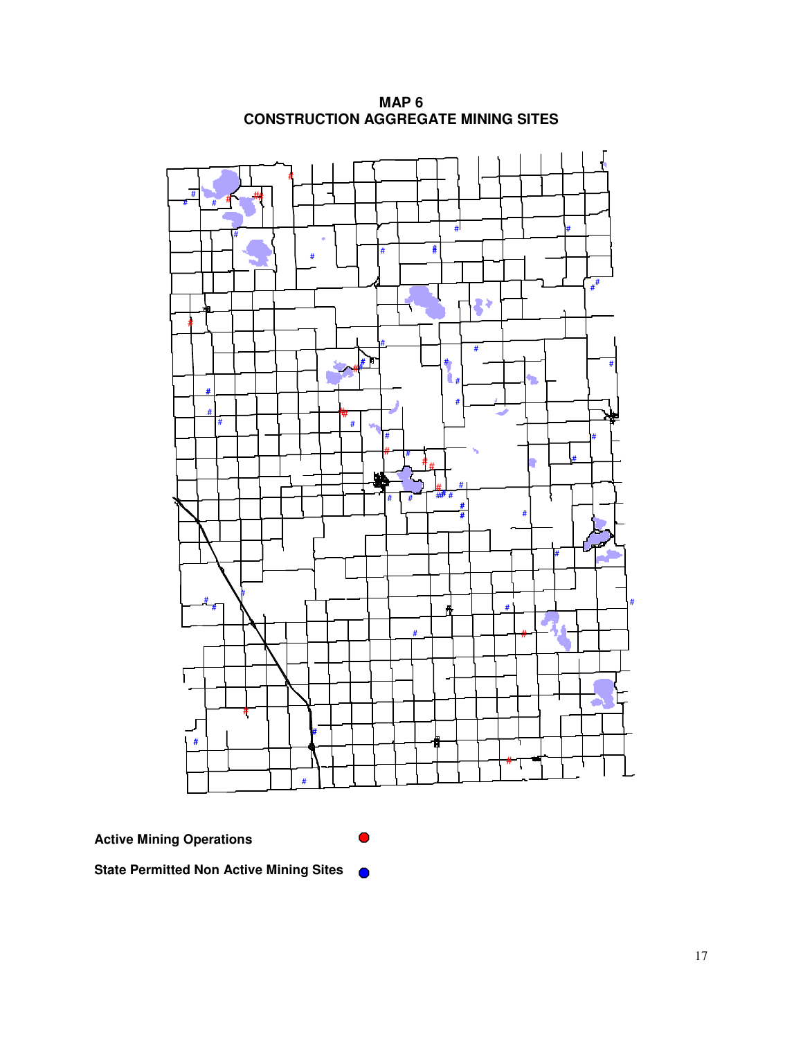# MAP 6
## CONSTRUCTION AGGREGATE MINING SITES

**Active Mining Operations**

**State Permitted Non Active Mining Sites**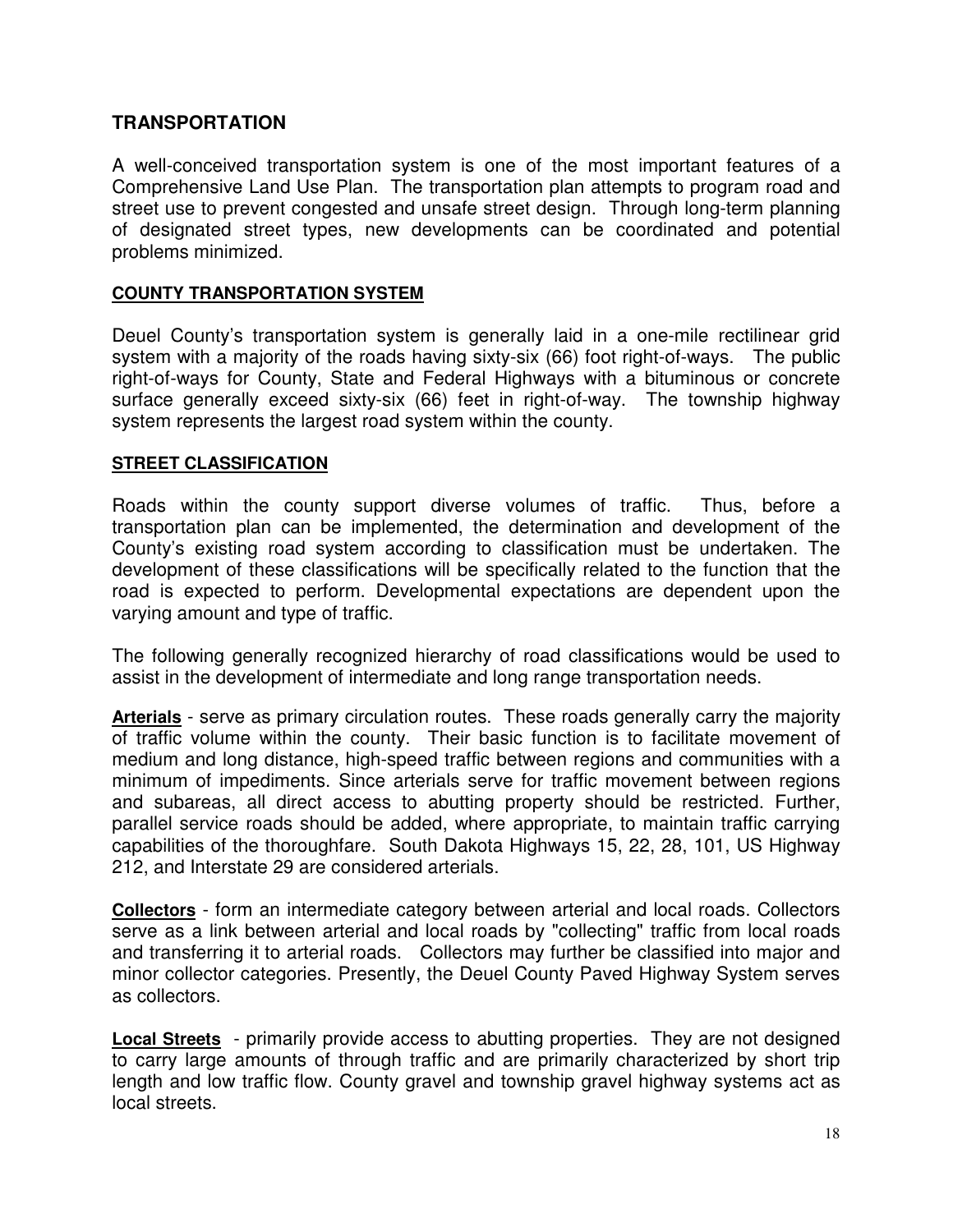# TRANSPORTATION

A well-conceived transportation system is one of the most important features of a Comprehensive Land Use Plan. The transportation plan attempts to program road and street use to prevent congested and unsafe street design. Through long-term planning of designated street types, new developments can be coordinated and potential problems minimized.

## COUNTY TRANSPORTATION SYSTEM

Deuel County's transportation system is generally laid in a one-mile rectilinear grid system with a majority of the roads having sixty-six (66) foot right-of-ways. The public right-of-ways for County, State and Federal Highways with a bituminous or concrete surface generally exceed sixty-six (66) feet in right-of-way. The township highway system represents the largest road system within the county.

## STREET CLASSIFICATION

Roads within the county support diverse volumes of traffic. Thus, before a transportation plan can be implemented, the determination and development of the County's existing road system according to classification must be undertaken. The development of these classifications will be specifically related to the function that the road is expected to perform. Developmental expectations are dependent upon the varying amount and type of traffic.

The following generally recognized hierarchy of road classifications would be used to assist in the development of intermediate and long range transportation needs.

**Arterials** - serve as primary circulation routes. These roads generally carry the majority of traffic volume within the county. Their basic function is to facilitate movement of medium and long distance, high-speed traffic between regions and communities with a minimum of impediments. Since arterials serve for traffic movement between regions and subareas, all direct access to abutting property should be restricted. Further, parallel service roads should be added, where appropriate, to maintain traffic carrying capabilities of the thoroughfare. South Dakota Highways 15, 22, 28, 101, US Highway 212, and Interstate 29 are considered arterials.

**Collectors** - form an intermediate category between arterial and local roads. Collectors serve as a link between arterial and local roads by "collecting" traffic from local roads and transferring it to arterial roads. Collectors may further be classified into major and minor collector categories. Presently, the Deuel County Paved Highway System serves as collectors.

**Local Streets** - primarily provide access to abutting properties. They are not designed to carry large amounts of through traffic and are primarily characterized by short trip length and low traffic flow. County gravel and township gravel highway systems act as local streets.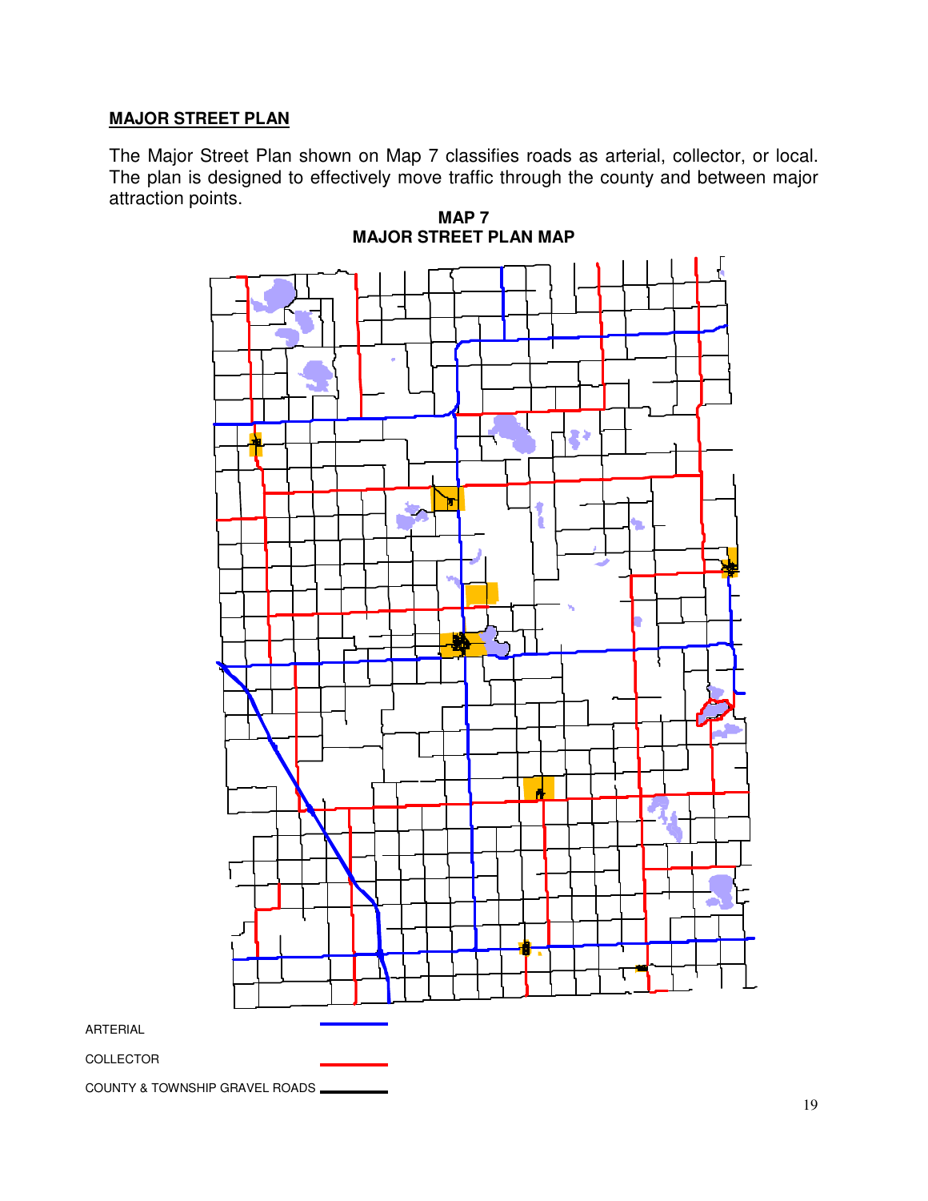**MAJOR STREET PLAN**

The Major Street Plan shown on Map 7 classifies roads as arterial, collector, or local. The plan is designed to effectively move traffic through the county and between major attraction points.

**MAP 7**
**MAJOR STREET PLAN MAP**

ARTERIAL

COLLECTOR

COUNTY & TOWNSHIP GRAVEL ROADS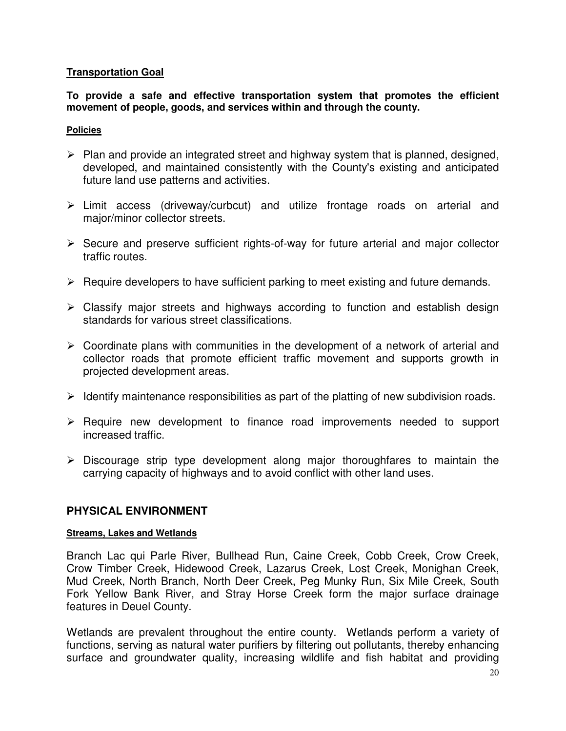**Transportation Goal**

**To provide a safe and effective transportation system that promotes the efficient movement of people, goods, and services within and through the county.**

**Policies**

- Plan and provide an integrated street and highway system that is planned, designed, developed, and maintained consistently with the County's existing and anticipated future land use patterns and activities.
- Limit access (driveway/curbcut) and utilize frontage roads on arterial and major/minor collector streets.
- Secure and preserve sufficient rights-of-way for future arterial and major collector traffic routes.
- Require developers to have sufficient parking to meet existing and future demands.
- Classify major streets and highways according to function and establish design standards for various street classifications.
- Coordinate plans with communities in the development of a network of arterial and collector roads that promote efficient traffic movement and supports growth in projected development areas.
- Identify maintenance responsibilities as part of the platting of new subdivision roads.
- Require new development to finance road improvements needed to support increased traffic.
- Discourage strip type development along major thoroughfares to maintain the carrying capacity of highways and to avoid conflict with other land uses.

## PHYSICAL ENVIRONMENT

**Streams, Lakes and Wetlands**

Branch Lac qui Parle River, Bullhead Run, Caine Creek, Cobb Creek, Crow Creek, Crow Timber Creek, Hidewood Creek, Lazarus Creek, Lost Creek, Monighan Creek, Mud Creek, North Branch, North Deer Creek, Peg Munky Run, Six Mile Creek, South Fork Yellow Bank River, and Stray Horse Creek form the major surface drainage features in Deuel County.

Wetlands are prevalent throughout the entire county. Wetlands perform a variety of functions, serving as natural water purifiers by filtering out pollutants, thereby enhancing surface and groundwater quality, increasing wildlife and fish habitat and providing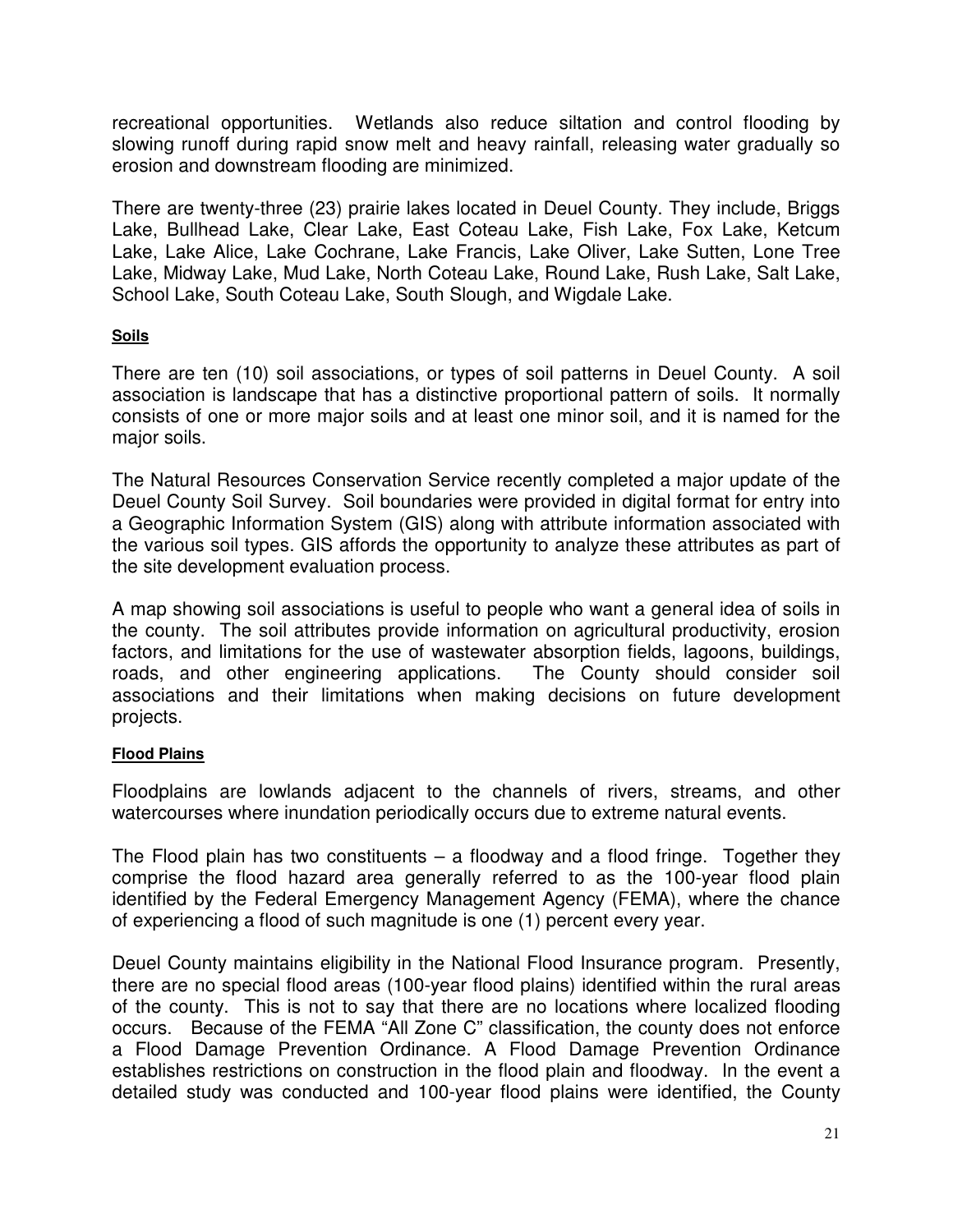recreational opportunities. Wetlands also reduce siltation and control flooding by slowing runoff during rapid snow melt and heavy rainfall, releasing water gradually so erosion and downstream flooding are minimized.

There are twenty-three (23) prairie lakes located in Deuel County. They include, Briggs Lake, Bullhead Lake, Clear Lake, East Coteau Lake, Fish Lake, Fox Lake, Ketcum Lake, Lake Alice, Lake Cochrane, Lake Francis, Lake Oliver, Lake Sutten, Lone Tree Lake, Midway Lake, Mud Lake, North Coteau Lake, Round Lake, Rush Lake, Salt Lake, School Lake, South Coteau Lake, South Slough, and Wigdale Lake.

#### Soils

There are ten (10) soil associations, or types of soil patterns in Deuel County. A soil association is landscape that has a distinctive proportional pattern of soils. It normally consists of one or more major soils and at least one minor soil, and it is named for the major soils.

The Natural Resources Conservation Service recently completed a major update of the Deuel County Soil Survey. Soil boundaries were provided in digital format for entry into a Geographic Information System (GIS) along with attribute information associated with the various soil types. GIS affords the opportunity to analyze these attributes as part of the site development evaluation process.

A map showing soil associations is useful to people who want a general idea of soils in the county. The soil attributes provide information on agricultural productivity, erosion factors, and limitations for the use of wastewater absorption fields, lagoons, buildings, roads, and other engineering applications. The County should consider soil associations and their limitations when making decisions on future development projects.

#### Flood Plains

Floodplains are lowlands adjacent to the channels of rivers, streams, and other watercourses where inundation periodically occurs due to extreme natural events.

The Flood plain has two constituents – a floodway and a flood fringe. Together they comprise the flood hazard area generally referred to as the 100-year flood plain identified by the Federal Emergency Management Agency (FEMA), where the chance of experiencing a flood of such magnitude is one (1) percent every year.

Deuel County maintains eligibility in the National Flood Insurance program. Presently, there are no special flood areas (100-year flood plains) identified within the rural areas of the county. This is not to say that there are no locations where localized flooding occurs. Because of the FEMA "All Zone C" classification, the county does not enforce a Flood Damage Prevention Ordinance. A Flood Damage Prevention Ordinance establishes restrictions on construction in the flood plain and floodway. In the event a detailed study was conducted and 100-year flood plains were identified, the County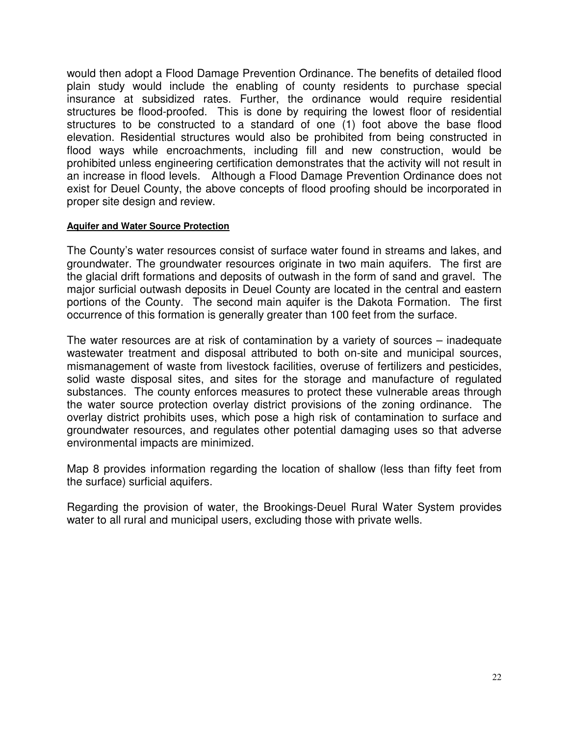would then adopt a Flood Damage Prevention Ordinance. The benefits of detailed flood plain study would include the enabling of county residents to purchase special insurance at subsidized rates. Further, the ordinance would require residential structures be flood-proofed. This is done by requiring the lowest floor of residential structures to be constructed to a standard of one (1) foot above the base flood elevation. Residential structures would also be prohibited from being constructed in flood ways while encroachments, including fill and new construction, would be prohibited unless engineering certification demonstrates that the activity will not result in an increase in flood levels. Although a Flood Damage Prevention Ordinance does not exist for Deuel County, the above concepts of flood proofing should be incorporated in proper site design and review.

#### Aquifer and Water Source Protection

The County's water resources consist of surface water found in streams and lakes, and groundwater. The groundwater resources originate in two main aquifers. The first are the glacial drift formations and deposits of outwash in the form of sand and gravel. The major surficial outwash deposits in Deuel County are located in the central and eastern portions of the County. The second main aquifer is the Dakota Formation. The first occurrence of this formation is generally greater than 100 feet from the surface.

The water resources are at risk of contamination by a variety of sources – inadequate wastewater treatment and disposal attributed to both on-site and municipal sources, mismanagement of waste from livestock facilities, overuse of fertilizers and pesticides, solid waste disposal sites, and sites for the storage and manufacture of regulated substances. The county enforces measures to protect these vulnerable areas through the water source protection overlay district provisions of the zoning ordinance. The overlay district prohibits uses, which pose a high risk of contamination to surface and groundwater resources, and regulates other potential damaging uses so that adverse environmental impacts are minimized.

Map 8 provides information regarding the location of shallow (less than fifty feet from the surface) surficial aquifers.

Regarding the provision of water, the Brookings-Deuel Rural Water System provides water to all rural and municipal users, excluding those with private wells.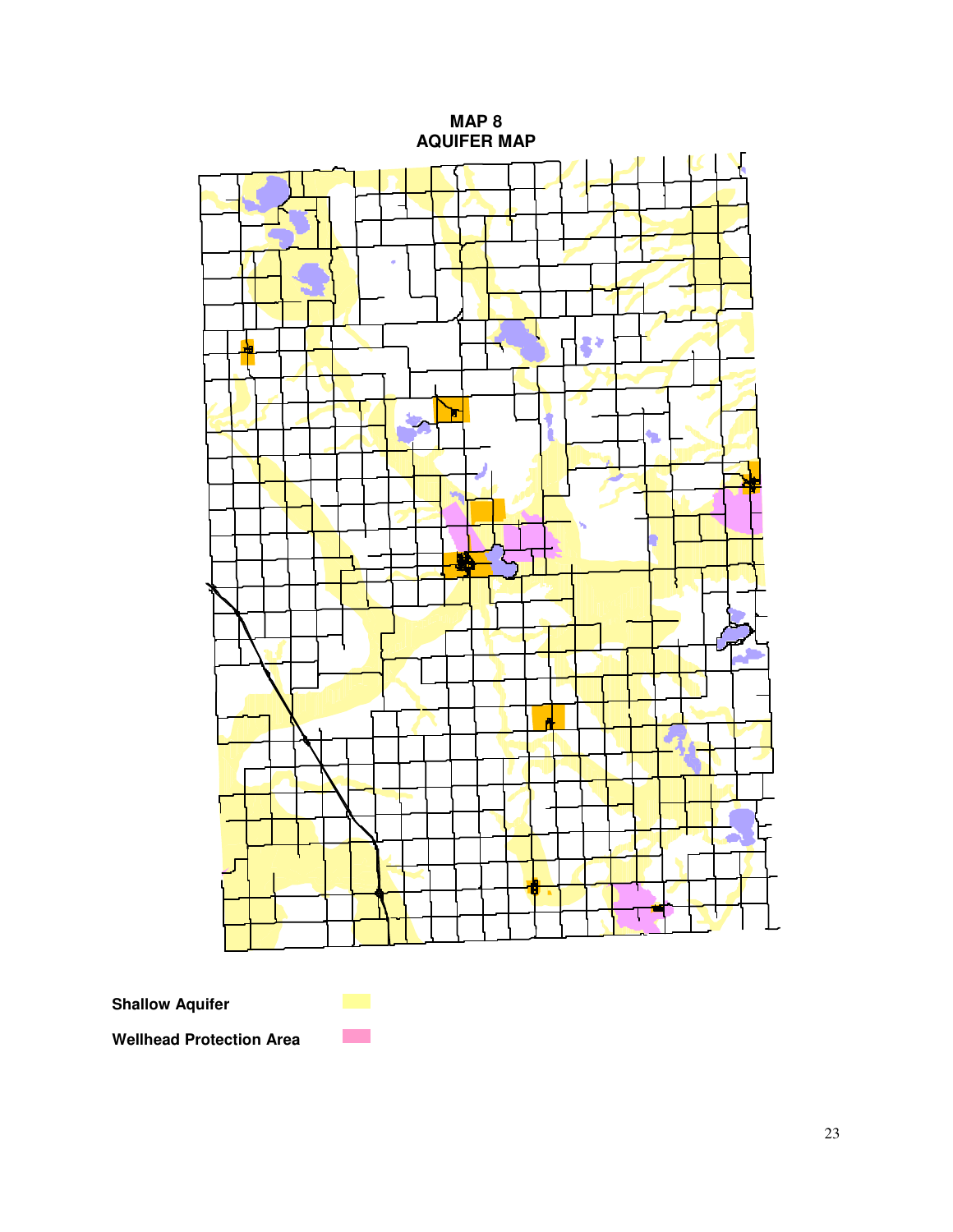# MAP 8
# AQUIFER MAP

**Shallow Aquifer**

**Wellhead Protection Area**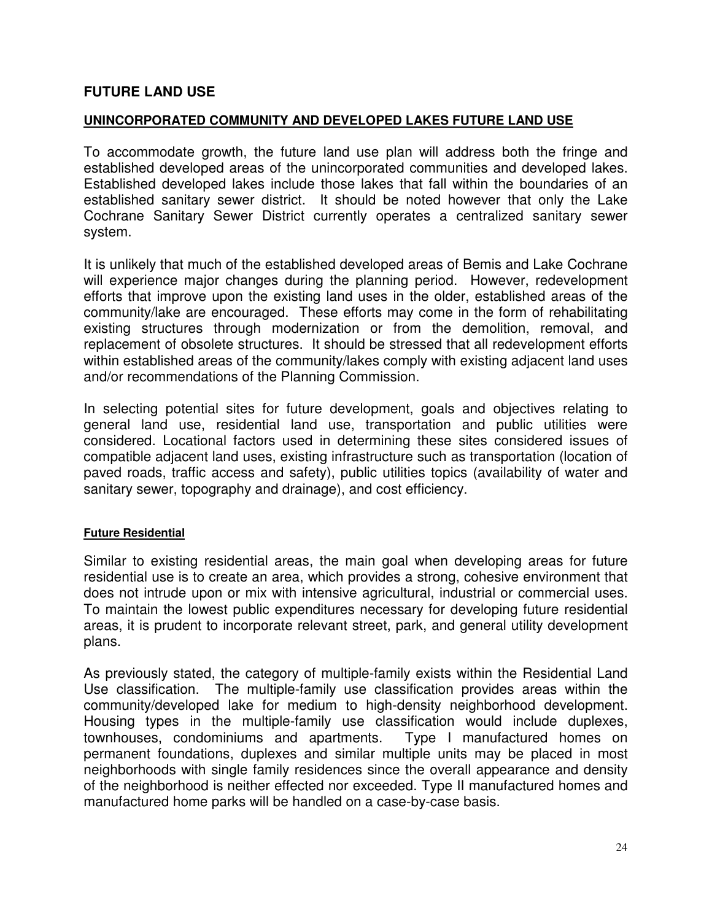## FUTURE LAND USE

### UNINCORPORATED COMMUNITY AND DEVELOPED LAKES FUTURE LAND USE

To accommodate growth, the future land use plan will address both the fringe and established developed areas of the unincorporated communities and developed lakes. Established developed lakes include those lakes that fall within the boundaries of an established sanitary sewer district. It should be noted however that only the Lake Cochrane Sanitary Sewer District currently operates a centralized sanitary sewer system.

It is unlikely that much of the established developed areas of Bemis and Lake Cochrane will experience major changes during the planning period. However, redevelopment efforts that improve upon the existing land uses in the older, established areas of the community/lake are encouraged. These efforts may come in the form of rehabilitating existing structures through modernization or from the demolition, removal, and replacement of obsolete structures. It should be stressed that all redevelopment efforts within established areas of the community/lakes comply with existing adjacent land uses and/or recommendations of the Planning Commission.

In selecting potential sites for future development, goals and objectives relating to general land use, residential land use, transportation and public utilities were considered. Locational factors used in determining these sites considered issues of compatible adjacent land uses, existing infrastructure such as transportation (location of paved roads, traffic access and safety), public utilities topics (availability of water and sanitary sewer, topography and drainage), and cost efficiency.

#### Future Residential

Similar to existing residential areas, the main goal when developing areas for future residential use is to create an area, which provides a strong, cohesive environment that does not intrude upon or mix with intensive agricultural, industrial or commercial uses. To maintain the lowest public expenditures necessary for developing future residential areas, it is prudent to incorporate relevant street, park, and general utility development plans.

As previously stated, the category of multiple-family exists within the Residential Land Use classification. The multiple-family use classification provides areas within the community/developed lake for medium to high-density neighborhood development. Housing types in the multiple-family use classification would include duplexes, townhouses, condominiums and apartments. Type I manufactured homes on permanent foundations, duplexes and similar multiple units may be placed in most neighborhoods with single family residences since the overall appearance and density of the neighborhood is neither effected nor exceeded. Type II manufactured homes and manufactured home parks will be handled on a case-by-case basis.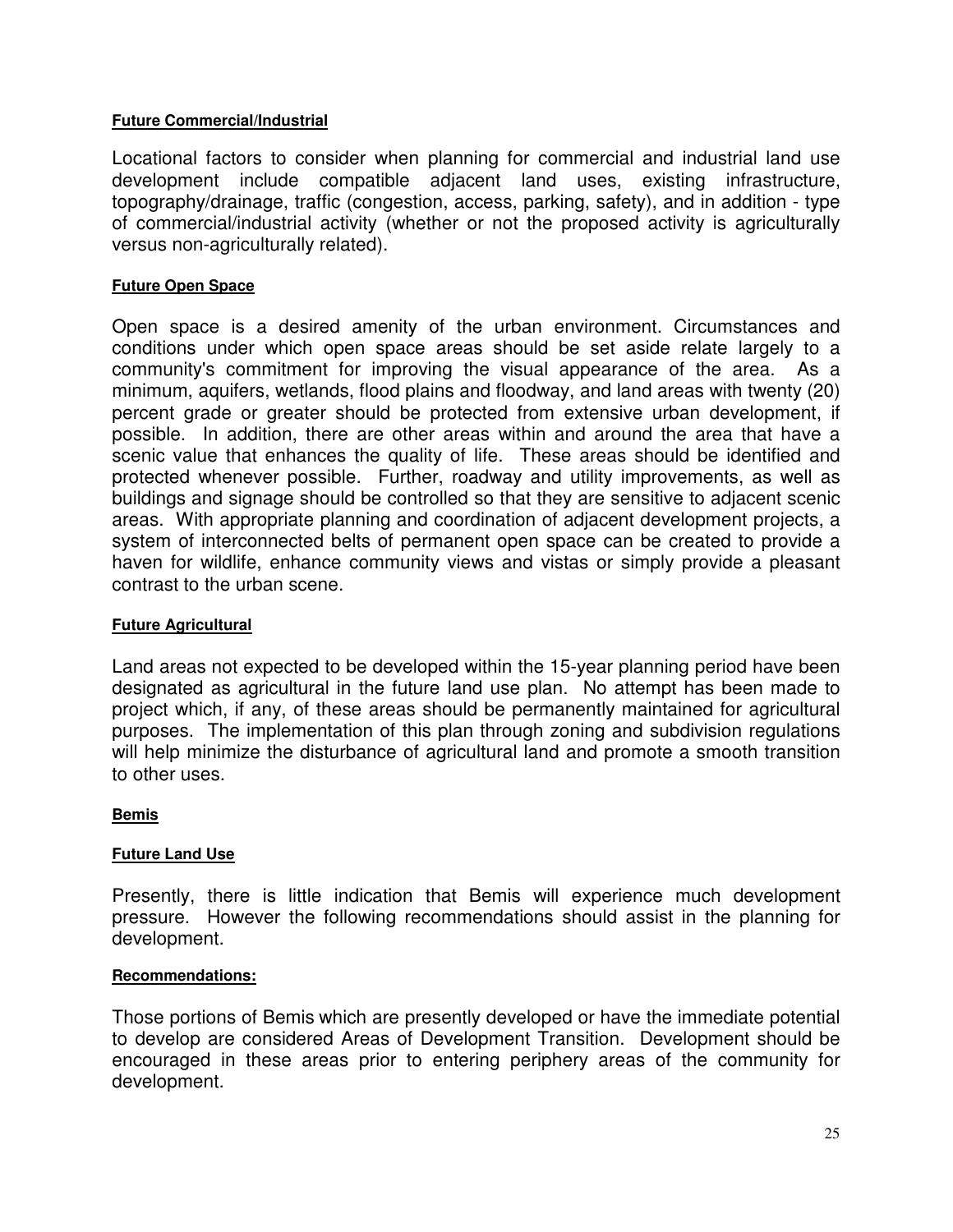#### Future Commercial/Industrial

Locational factors to consider when planning for commercial and industrial land use development include compatible adjacent land uses, existing infrastructure, topography/drainage, traffic (congestion, access, parking, safety), and in addition - type of commercial/industrial activity (whether or not the proposed activity is agriculturally versus non-agriculturally related).

#### Future Open Space

Open space is a desired amenity of the urban environment. Circumstances and conditions under which open space areas should be set aside relate largely to a community's commitment for improving the visual appearance of the area. As a minimum, aquifers, wetlands, flood plains and floodway, and land areas with twenty (20) percent grade or greater should be protected from extensive urban development, if possible. In addition, there are other areas within and around the area that have a scenic value that enhances the quality of life. These areas should be identified and protected whenever possible. Further, roadway and utility improvements, as well as buildings and signage should be controlled so that they are sensitive to adjacent scenic areas. With appropriate planning and coordination of adjacent development projects, a system of interconnected belts of permanent open space can be created to provide a haven for wildlife, enhance community views and vistas or simply provide a pleasant contrast to the urban scene.

#### Future Agricultural

Land areas not expected to be developed within the 15-year planning period have been designated as agricultural in the future land use plan. No attempt has been made to project which, if any, of these areas should be permanently maintained for agricultural purposes. The implementation of this plan through zoning and subdivision regulations will help minimize the disturbance of agricultural land and promote a smooth transition to other uses.

#### Bemis

#### Future Land Use

Presently, there is little indication that Bemis will experience much development pressure. However the following recommendations should assist in the planning for development.

#### Recommendations:

Those portions of Bemis which are presently developed or have the immediate potential to develop are considered Areas of Development Transition. Development should be encouraged in these areas prior to entering periphery areas of the community for development.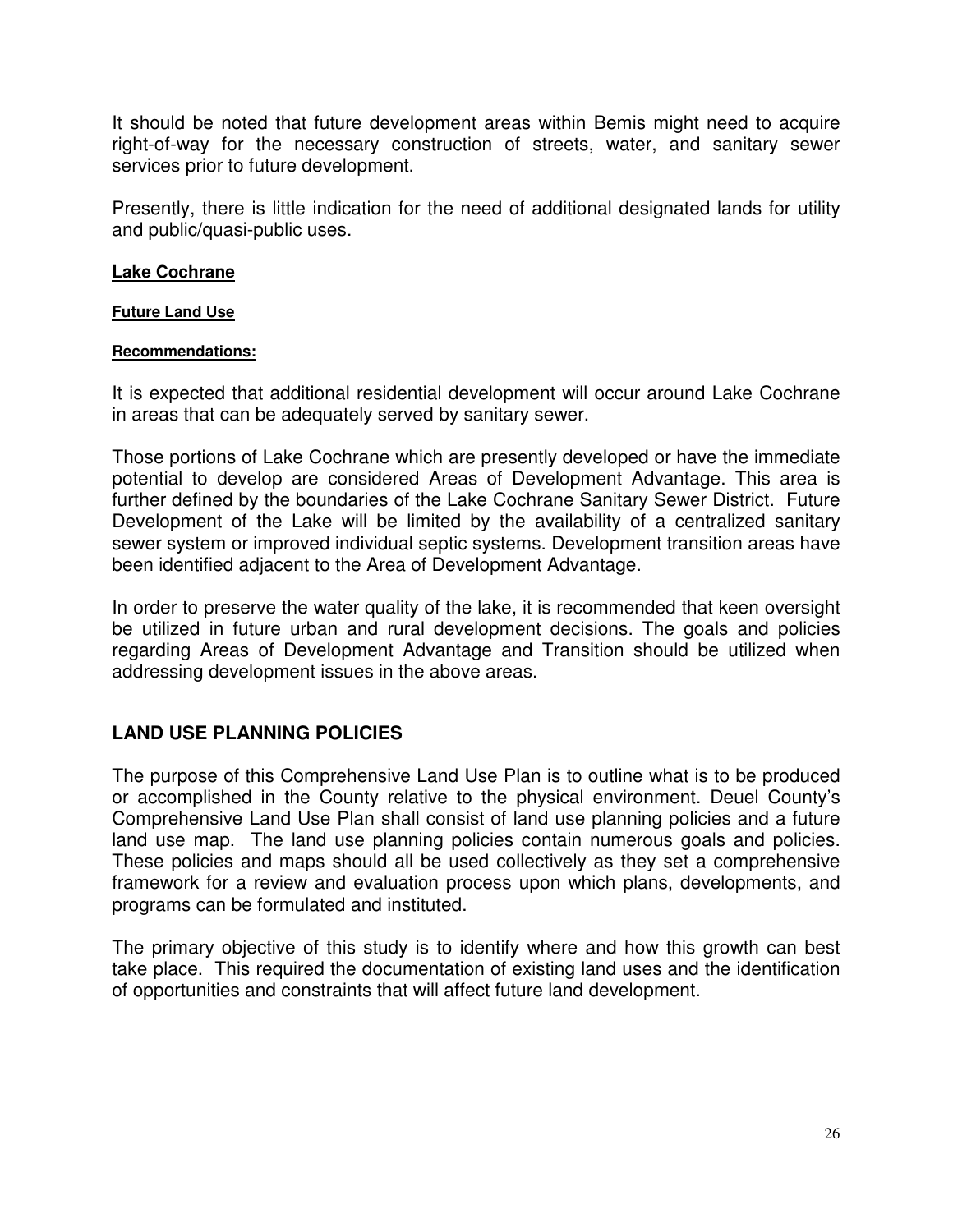It should be noted that future development areas within Bemis might need to acquire right-of-way for the necessary construction of streets, water, and sanitary sewer services prior to future development.

Presently, there is little indication for the need of additional designated lands for utility and public/quasi-public uses.

### **Lake Cochrane**

#### **Future Land Use**

##### **Recommendations:**

It is expected that additional residential development will occur around Lake Cochrane in areas that can be adequately served by sanitary sewer.

Those portions of Lake Cochrane which are presently developed or have the immediate potential to develop are considered Areas of Development Advantage. This area is further defined by the boundaries of the Lake Cochrane Sanitary Sewer District. Future Development of the Lake will be limited by the availability of a centralized sanitary sewer system or improved individual septic systems. Development transition areas have been identified adjacent to the Area of Development Advantage.

In order to preserve the water quality of the lake, it is recommended that keen oversight be utilized in future urban and rural development decisions. The goals and policies regarding Areas of Development Advantage and Transition should be utilized when addressing development issues in the above areas.

## LAND USE PLANNING POLICIES

The purpose of this Comprehensive Land Use Plan is to outline what is to be produced or accomplished in the County relative to the physical environment. Deuel County's Comprehensive Land Use Plan shall consist of land use planning policies and a future land use map. The land use planning policies contain numerous goals and policies. These policies and maps should all be used collectively as they set a comprehensive framework for a review and evaluation process upon which plans, developments, and programs can be formulated and instituted.

The primary objective of this study is to identify where and how this growth can best take place. This required the documentation of existing land uses and the identification of opportunities and constraints that will affect future land development.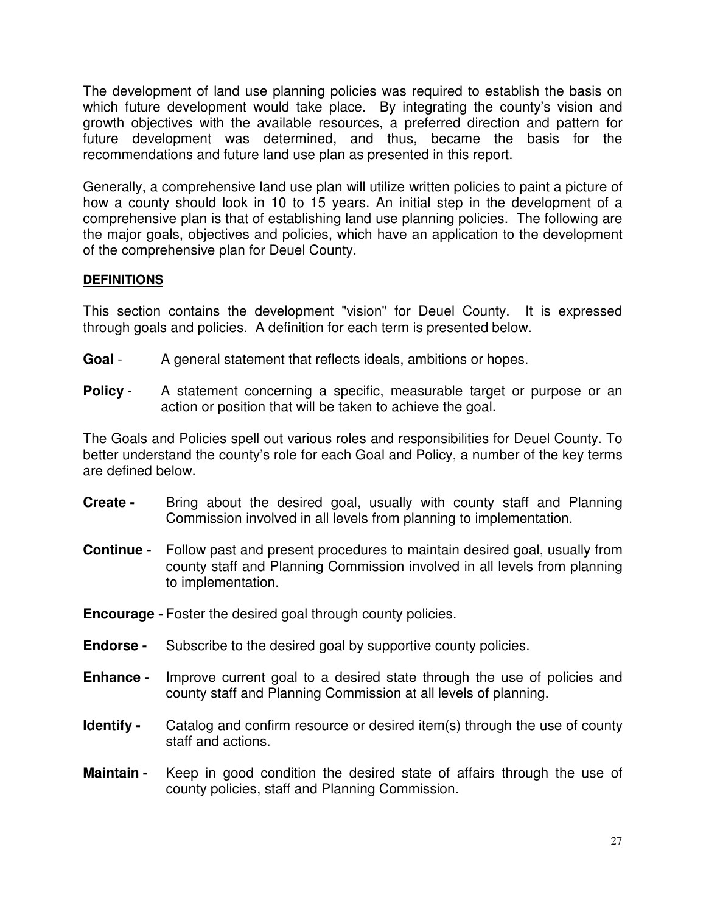The development of land use planning policies was required to establish the basis on which future development would take place. By integrating the county's vision and growth objectives with the available resources, a preferred direction and pattern for future development was determined, and thus, became the basis for the recommendations and future land use plan as presented in this report.

Generally, a comprehensive land use plan will utilize written policies to paint a picture of how a county should look in 10 to 15 years. An initial step in the development of a comprehensive plan is that of establishing land use planning policies. The following are the major goals, objectives and policies, which have an application to the development of the comprehensive plan for Deuel County.

**DEFINITIONS**

This section contains the development "vision" for Deuel County. It is expressed through goals and policies. A definition for each term is presented below.

**Goal** - A general statement that reflects ideals, ambitions or hopes.

**Policy** - A statement concerning a specific, measurable target or purpose or an action or position that will be taken to achieve the goal.

The Goals and Policies spell out various roles and responsibilities for Deuel County. To better understand the county's role for each Goal and Policy, a number of the key terms are defined below.

**Create -** Bring about the desired goal, usually with county staff and Planning Commission involved in all levels from planning to implementation.

**Continue -** Follow past and present procedures to maintain desired goal, usually from county staff and Planning Commission involved in all levels from planning to implementation.

**Encourage -** Foster the desired goal through county policies.

**Endorse -** Subscribe to the desired goal by supportive county policies.

**Enhance -** Improve current goal to a desired state through the use of policies and county staff and Planning Commission at all levels of planning.

**Identify -** Catalog and confirm resource or desired item(s) through the use of county staff and actions.

**Maintain -** Keep in good condition the desired state of affairs through the use of county policies, staff and Planning Commission.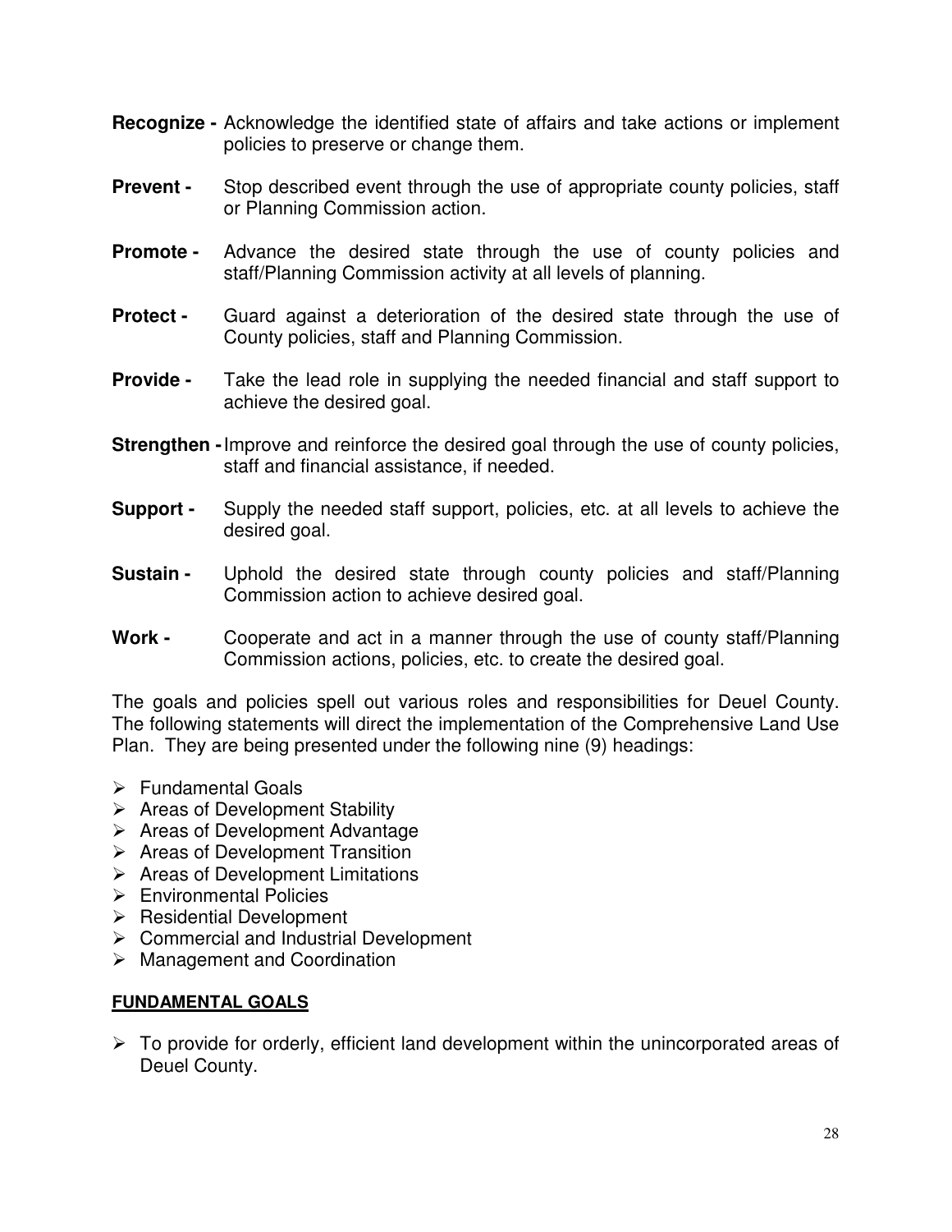**Recognize -** Acknowledge the identified state of affairs and take actions or implement policies to preserve or change them.

**Prevent -** Stop described event through the use of appropriate county policies, staff or Planning Commission action.

**Promote -** Advance the desired state through the use of county policies and staff/Planning Commission activity at all levels of planning.

**Protect -** Guard against a deterioration of the desired state through the use of County policies, staff and Planning Commission.

**Provide -** Take the lead role in supplying the needed financial and staff support to achieve the desired goal.

**Strengthen -** Improve and reinforce the desired goal through the use of county policies, staff and financial assistance, if needed.

**Support -** Supply the needed staff support, policies, etc. at all levels to achieve the desired goal.

**Sustain -** Uphold the desired state through county policies and staff/Planning Commission action to achieve desired goal.

**Work -** Cooperate and act in a manner through the use of county staff/Planning Commission actions, policies, etc. to create the desired goal.

The goals and policies spell out various roles and responsibilities for Deuel County. The following statements will direct the implementation of the Comprehensive Land Use Plan. They are being presented under the following nine (9) headings:

- Fundamental Goals
- Areas of Development Stability
- Areas of Development Advantage
- Areas of Development Transition
- Areas of Development Limitations
- Environmental Policies
- Residential Development
- Commercial and Industrial Development
- Management and Coordination

**FUNDAMENTAL GOALS**

- To provide for orderly, efficient land development within the unincorporated areas of Deuel County.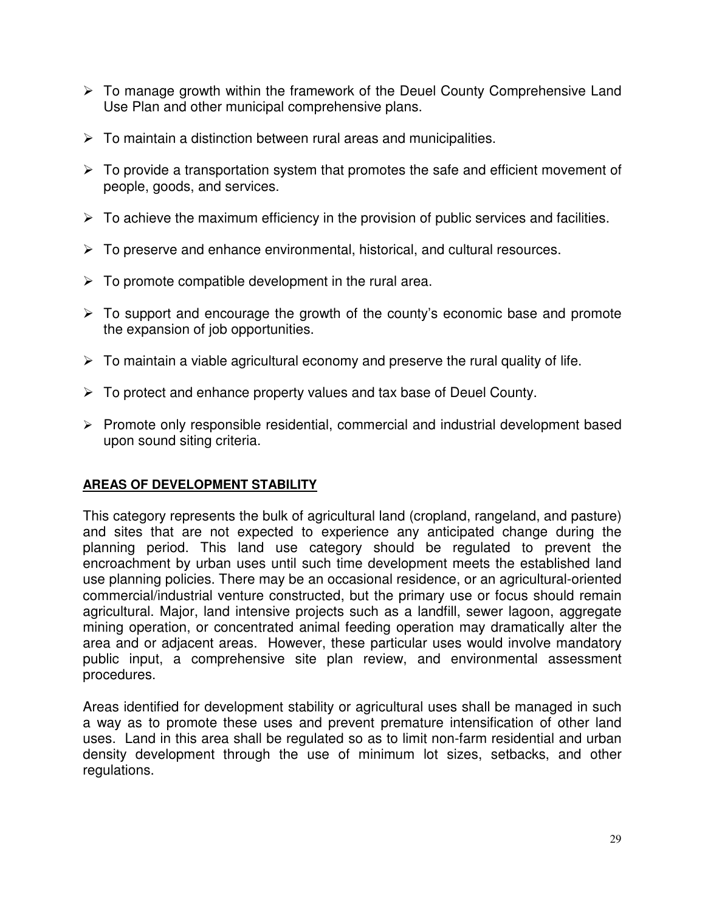- To manage growth within the framework of the Deuel County Comprehensive Land Use Plan and other municipal comprehensive plans.
- To maintain a distinction between rural areas and municipalities.
- To provide a transportation system that promotes the safe and efficient movement of people, goods, and services.
- To achieve the maximum efficiency in the provision of public services and facilities.
- To preserve and enhance environmental, historical, and cultural resources.
- To promote compatible development in the rural area.
- To support and encourage the growth of the county's economic base and promote the expansion of job opportunities.
- To maintain a viable agricultural economy and preserve the rural quality of life.
- To protect and enhance property values and tax base of Deuel County.
- Promote only responsible residential, commercial and industrial development based upon sound siting criteria.

**AREAS OF DEVELOPMENT STABILITY**

This category represents the bulk of agricultural land (cropland, rangeland, and pasture) and sites that are not expected to experience any anticipated change during the planning period. This land use category should be regulated to prevent the encroachment by urban uses until such time development meets the established land use planning policies. There may be an occasional residence, or an agricultural-oriented commercial/industrial venture constructed, but the primary use or focus should remain agricultural. Major, land intensive projects such as a landfill, sewer lagoon, aggregate mining operation, or concentrated animal feeding operation may dramatically alter the area and or adjacent areas. However, these particular uses would involve mandatory public input, a comprehensive site plan review, and environmental assessment procedures.

Areas identified for development stability or agricultural uses shall be managed in such a way as to promote these uses and prevent premature intensification of other land uses. Land in this area shall be regulated so as to limit non-farm residential and urban density development through the use of minimum lot sizes, setbacks, and other regulations.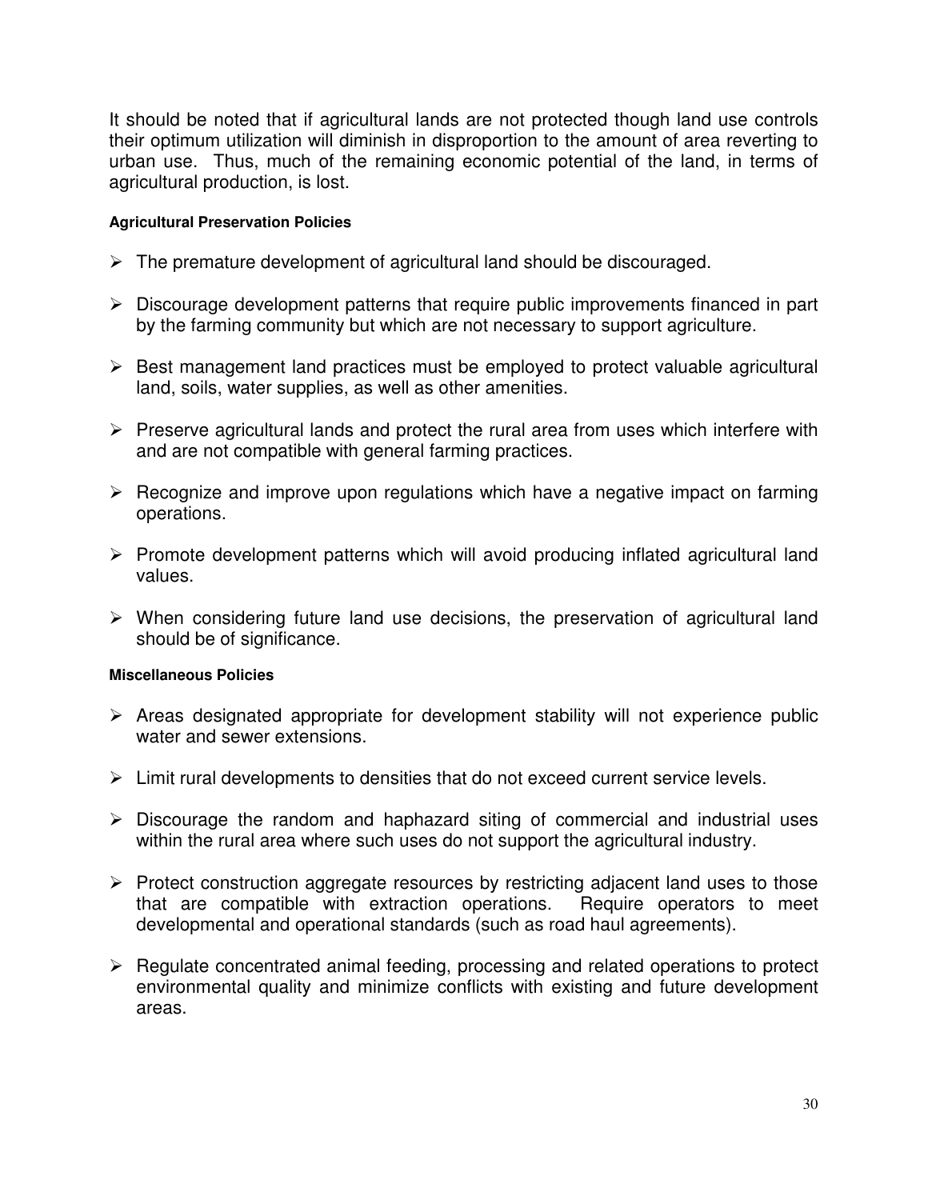It should be noted that if agricultural lands are not protected though land use controls their optimum utilization will diminish in disproportion to the amount of area reverting to urban use. Thus, much of the remaining economic potential of the land, in terms of agricultural production, is lost.

#### Agricultural Preservation Policies

- The premature development of agricultural land should be discouraged.
- Discourage development patterns that require public improvements financed in part by the farming community but which are not necessary to support agriculture.
- Best management land practices must be employed to protect valuable agricultural land, soils, water supplies, as well as other amenities.
- Preserve agricultural lands and protect the rural area from uses which interfere with and are not compatible with general farming practices.
- Recognize and improve upon regulations which have a negative impact on farming operations.
- Promote development patterns which will avoid producing inflated agricultural land values.
- When considering future land use decisions, the preservation of agricultural land should be of significance.

#### Miscellaneous Policies

- Areas designated appropriate for development stability will not experience public water and sewer extensions.
- Limit rural developments to densities that do not exceed current service levels.
- Discourage the random and haphazard siting of commercial and industrial uses within the rural area where such uses do not support the agricultural industry.
- Protect construction aggregate resources by restricting adjacent land uses to those that are compatible with extraction operations. Require operators to meet developmental and operational standards (such as road haul agreements).
- Regulate concentrated animal feeding, processing and related operations to protect environmental quality and minimize conflicts with existing and future development areas.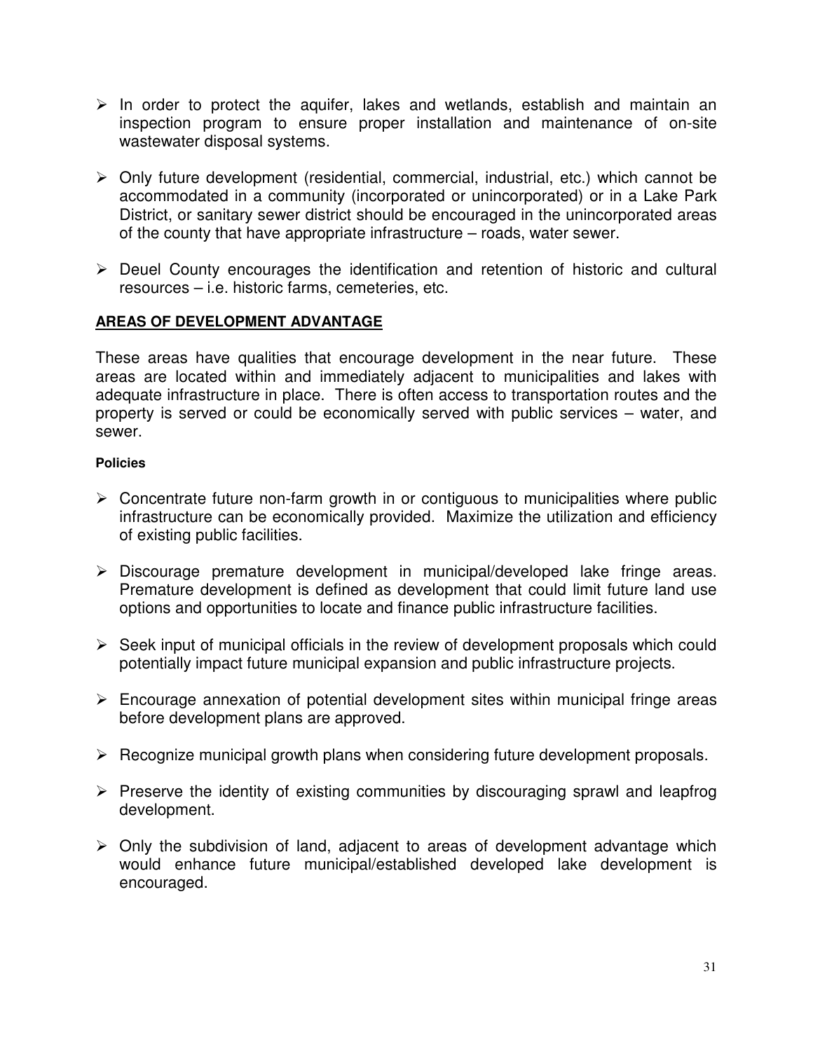- In order to protect the aquifer, lakes and wetlands, establish and maintain an inspection program to ensure proper installation and maintenance of on-site wastewater disposal systems.

- Only future development (residential, commercial, industrial, etc.) which cannot be accommodated in a community (incorporated or unincorporated) or in a Lake Park District, or sanitary sewer district should be encouraged in the unincorporated areas of the county that have appropriate infrastructure – roads, water sewer.

- Deuel County encourages the identification and retention of historic and cultural resources – i.e. historic farms, cemeteries, etc.

## AREAS OF DEVELOPMENT ADVANTAGE

These areas have qualities that encourage development in the near future. These areas are located within and immediately adjacent to municipalities and lakes with adequate infrastructure in place. There is often access to transportation routes and the property is served or could be economically served with public services – water, and sewer.

#### Policies

- Concentrate future non-farm growth in or contiguous to municipalities where public infrastructure can be economically provided. Maximize the utilization and efficiency of existing public facilities.

- Discourage premature development in municipal/developed lake fringe areas. Premature development is defined as development that could limit future land use options and opportunities to locate and finance public infrastructure facilities.

- Seek input of municipal officials in the review of development proposals which could potentially impact future municipal expansion and public infrastructure projects.

- Encourage annexation of potential development sites within municipal fringe areas before development plans are approved.

- Recognize municipal growth plans when considering future development proposals.

- Preserve the identity of existing communities by discouraging sprawl and leapfrog development.

- Only the subdivision of land, adjacent to areas of development advantage which would enhance future municipal/established developed lake development is encouraged.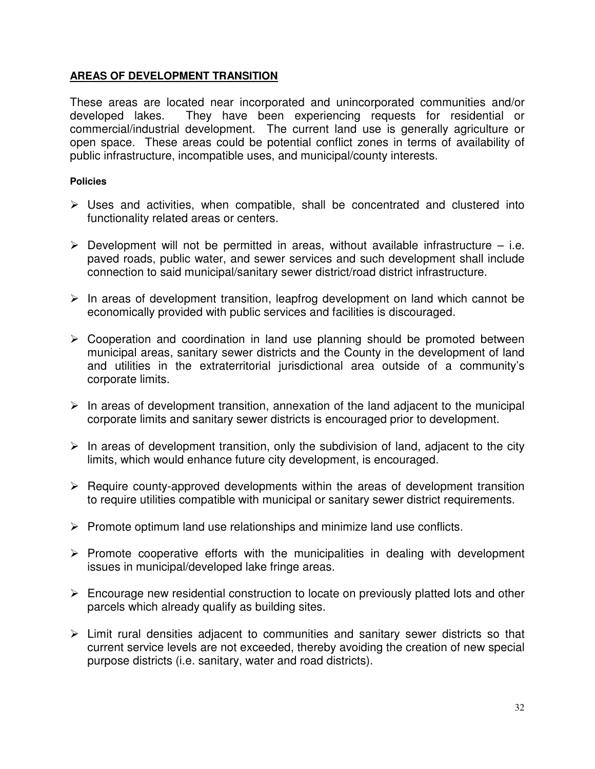## AREAS OF DEVELOPMENT TRANSITION

These areas are located near incorporated and unincorporated communities and/or developed lakes. They have been experiencing requests for residential or commercial/industrial development. The current land use is generally agriculture or open space. These areas could be potential conflict zones in terms of availability of public infrastructure, incompatible uses, and municipal/county interests.

#### Policies

- Uses and activities, when compatible, shall be concentrated and clustered into functionality related areas or centers.
- Development will not be permitted in areas, without available infrastructure – i.e. paved roads, public water, and sewer services and such development shall include connection to said municipal/sanitary sewer district/road district infrastructure.
- In areas of development transition, leapfrog development on land which cannot be economically provided with public services and facilities is discouraged.
- Cooperation and coordination in land use planning should be promoted between municipal areas, sanitary sewer districts and the County in the development of land and utilities in the extraterritorial jurisdictional area outside of a community's corporate limits.
- In areas of development transition, annexation of the land adjacent to the municipal corporate limits and sanitary sewer districts is encouraged prior to development.
- In areas of development transition, only the subdivision of land, adjacent to the city limits, which would enhance future city development, is encouraged.
- Require county-approved developments within the areas of development transition to require utilities compatible with municipal or sanitary sewer district requirements.
- Promote optimum land use relationships and minimize land use conflicts.
- Promote cooperative efforts with the municipalities in dealing with development issues in municipal/developed lake fringe areas.
- Encourage new residential construction to locate on previously platted lots and other parcels which already qualify as building sites.
- Limit rural densities adjacent to communities and sanitary sewer districts so that current service levels are not exceeded, thereby avoiding the creation of new special purpose districts (i.e. sanitary, water and road districts).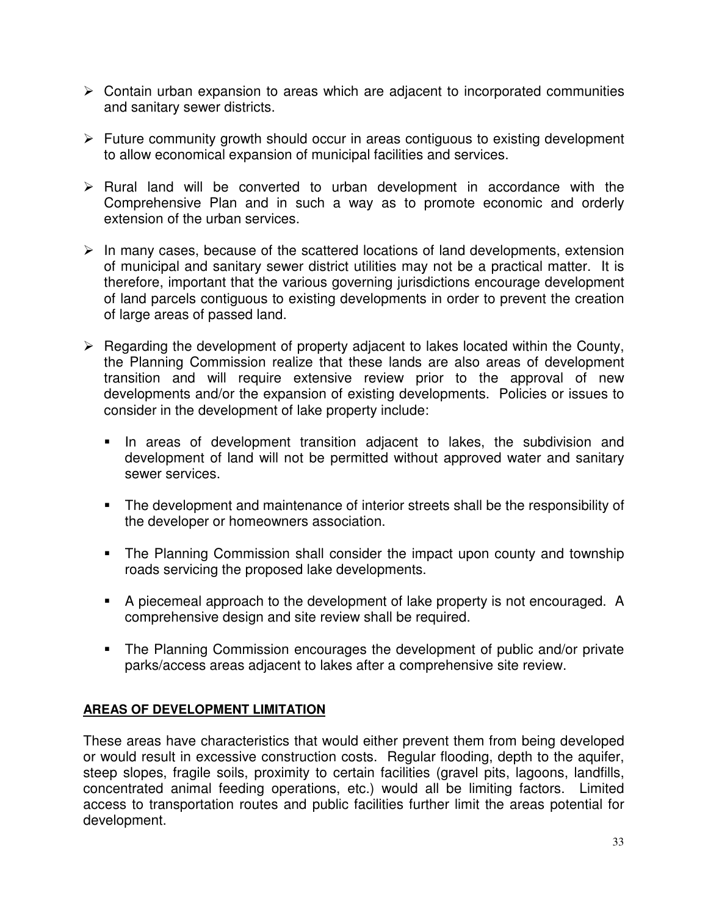- Contain urban expansion to areas which are adjacent to incorporated communities and sanitary sewer districts.

- Future community growth should occur in areas contiguous to existing development to allow economical expansion of municipal facilities and services.

- Rural land will be converted to urban development in accordance with the Comprehensive Plan and in such a way as to promote economic and orderly extension of the urban services.

- In many cases, because of the scattered locations of land developments, extension of municipal and sanitary sewer district utilities may not be a practical matter. It is therefore, important that the various governing jurisdictions encourage development of land parcels contiguous to existing developments in order to prevent the creation of large areas of passed land.

- Regarding the development of property adjacent to lakes located within the County, the Planning Commission realize that these lands are also areas of development transition and will require extensive review prior to the approval of new developments and/or the expansion of existing developments. Policies or issues to consider in the development of lake property include:

  - In areas of development transition adjacent to lakes, the subdivision and development of land will not be permitted without approved water and sanitary sewer services.

  - The development and maintenance of interior streets shall be the responsibility of the developer or homeowners association.

  - The Planning Commission shall consider the impact upon county and township roads servicing the proposed lake developments.

  - A piecemeal approach to the development of lake property is not encouraged. A comprehensive design and site review shall be required.

  - The Planning Commission encourages the development of public and/or private parks/access areas adjacent to lakes after a comprehensive site review.

**AREAS OF DEVELOPMENT LIMITATION**

These areas have characteristics that would either prevent them from being developed or would result in excessive construction costs. Regular flooding, depth to the aquifer, steep slopes, fragile soils, proximity to certain facilities (gravel pits, lagoons, landfills, concentrated animal feeding operations, etc.) would all be limiting factors. Limited access to transportation routes and public facilities further limit the areas potential for development.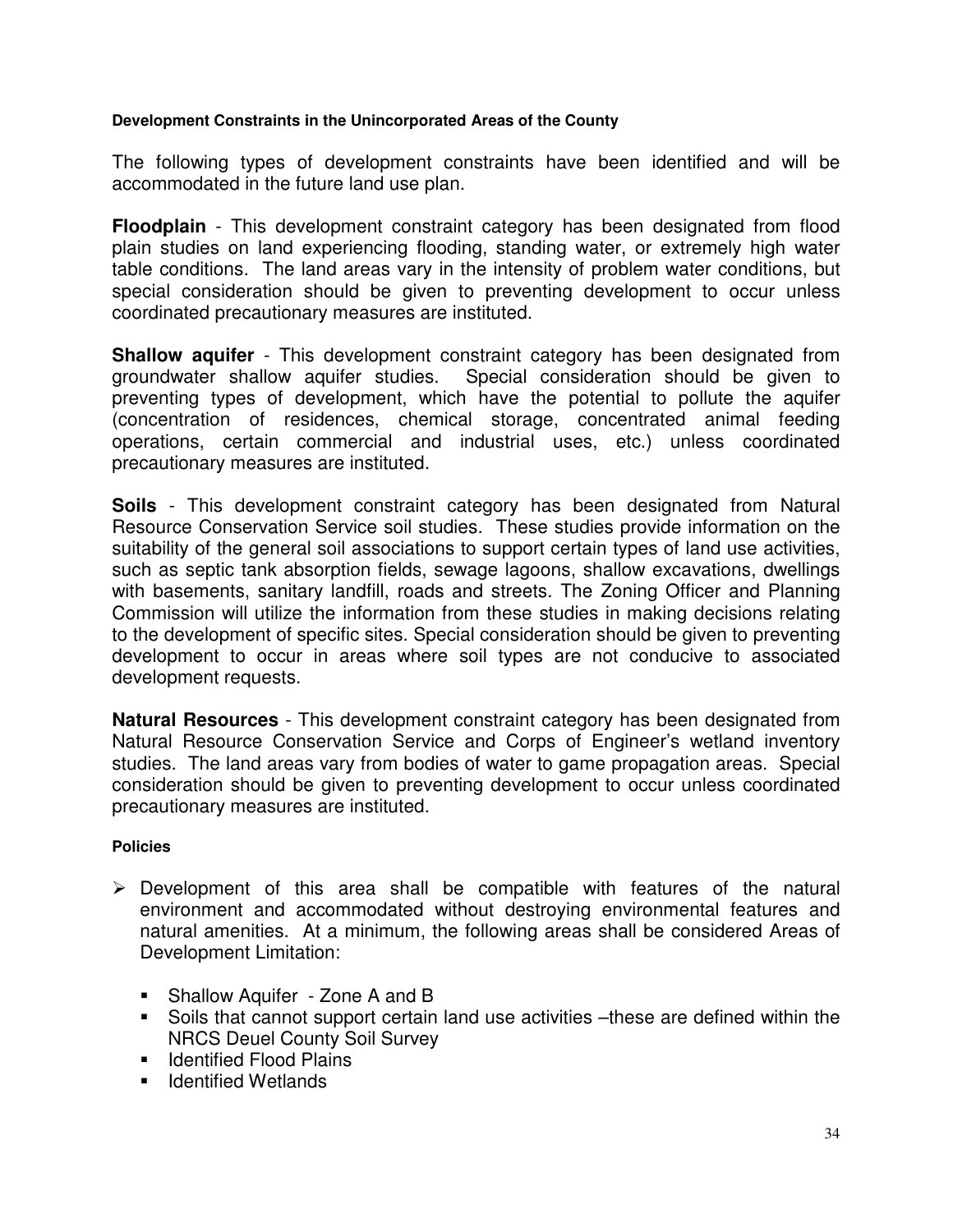#### Development Constraints in the Unincorporated Areas of the County

The following types of development constraints have been identified and will be accommodated in the future land use plan.

**Floodplain** - This development constraint category has been designated from flood plain studies on land experiencing flooding, standing water, or extremely high water table conditions. The land areas vary in the intensity of problem water conditions, but special consideration should be given to preventing development to occur unless coordinated precautionary measures are instituted.

**Shallow aquifer** - This development constraint category has been designated from groundwater shallow aquifer studies. Special consideration should be given to preventing types of development, which have the potential to pollute the aquifer (concentration of residences, chemical storage, concentrated animal feeding operations, certain commercial and industrial uses, etc.) unless coordinated precautionary measures are instituted.

**Soils** - This development constraint category has been designated from Natural Resource Conservation Service soil studies. These studies provide information on the suitability of the general soil associations to support certain types of land use activities, such as septic tank absorption fields, sewage lagoons, shallow excavations, dwellings with basements, sanitary landfill, roads and streets. The Zoning Officer and Planning Commission will utilize the information from these studies in making decisions relating to the development of specific sites. Special consideration should be given to preventing development to occur in areas where soil types are not conducive to associated development requests.

**Natural Resources** - This development constraint category has been designated from Natural Resource Conservation Service and Corps of Engineer's wetland inventory studies. The land areas vary from bodies of water to game propagation areas. Special consideration should be given to preventing development to occur unless coordinated precautionary measures are instituted.

#### Policies

- Development of this area shall be compatible with features of the natural environment and accommodated without destroying environmental features and natural amenities. At a minimum, the following areas shall be considered Areas of Development Limitation:
  - Shallow Aquifer - Zone A and B
  - Soils that cannot support certain land use activities –these are defined within the NRCS Deuel County Soil Survey
  - Identified Flood Plains
  - Identified Wetlands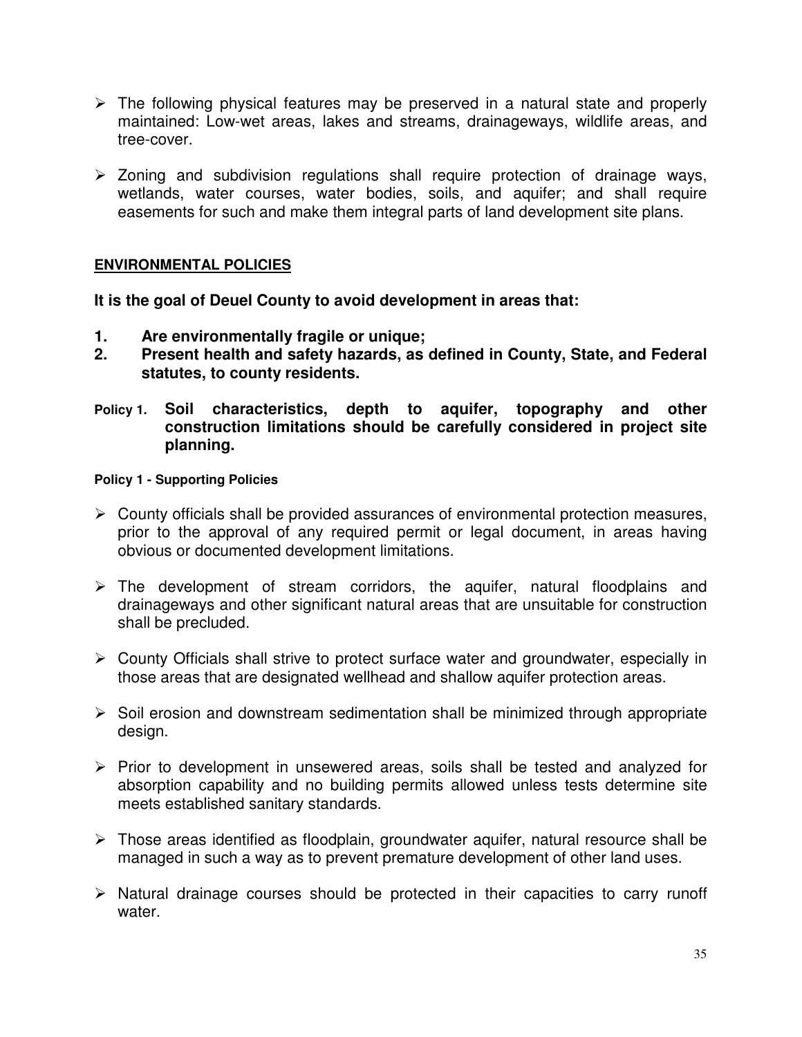- The following physical features may be preserved in a natural state and properly maintained: Low-wet areas, lakes and streams, drainageways, wildlife areas, and tree-cover.

- Zoning and subdivision regulations shall require protection of drainage ways, wetlands, water courses, water bodies, soils, and aquifer; and shall require easements for such and make them integral parts of land development site plans.

## ENVIRONMENTAL POLICIES

**It is the goal of Deuel County to avoid development in areas that:**

1. **Are environmentally fragile or unique;**
2. **Present health and safety hazards, as defined in County, State, and Federal statutes, to county residents.**

**Policy 1. Soil characteristics, depth to aquifer, topography and other construction limitations should be carefully considered in project site planning.**

**Policy 1 - Supporting Policies**

- County officials shall be provided assurances of environmental protection measures, prior to the approval of any required permit or legal document, in areas having obvious or documented development limitations.

- The development of stream corridors, the aquifer, natural floodplains and drainageways and other significant natural areas that are unsuitable for construction shall be precluded.

- County Officials shall strive to protect surface water and groundwater, especially in those areas that are designated wellhead and shallow aquifer protection areas.

- Soil erosion and downstream sedimentation shall be minimized through appropriate design.

- Prior to development in unsewered areas, soils shall be tested and analyzed for absorption capability and no building permits allowed unless tests determine site meets established sanitary standards.

- Those areas identified as floodplain, groundwater aquifer, natural resource shall be managed in such a way as to prevent premature development of other land uses.

- Natural drainage courses should be protected in their capacities to carry runoff water.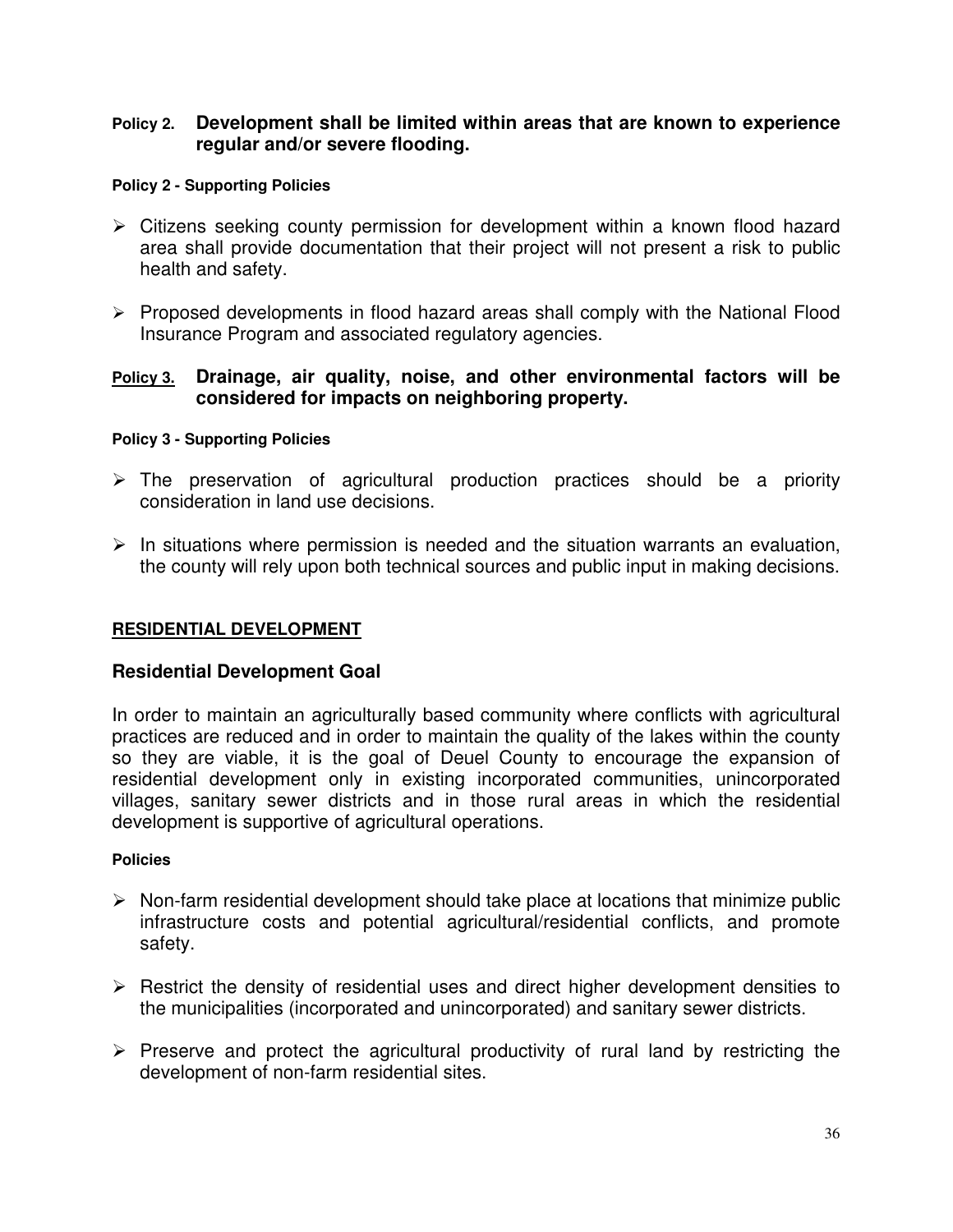**Policy 2. Development shall be limited within areas that are known to experience regular and/or severe flooding.**

**Policy 2 - Supporting Policies**

- Citizens seeking county permission for development within a known flood hazard area shall provide documentation that their project will not present a risk to public health and safety.
- Proposed developments in flood hazard areas shall comply with the National Flood Insurance Program and associated regulatory agencies.

**Policy 3. Drainage, air quality, noise, and other environmental factors will be considered for impacts on neighboring property.**

**Policy 3 - Supporting Policies**

- The preservation of agricultural production practices should be a priority consideration in land use decisions.
- In situations where permission is needed and the situation warrants an evaluation, the county will rely upon both technical sources and public input in making decisions.

## RESIDENTIAL DEVELOPMENT

### Residential Development Goal

In order to maintain an agriculturally based community where conflicts with agricultural practices are reduced and in order to maintain the quality of the lakes within the county so they are viable, it is the goal of Deuel County to encourage the expansion of residential development only in existing incorporated communities, unincorporated villages, sanitary sewer districts and in those rural areas in which the residential development is supportive of agricultural operations.

**Policies**

- Non-farm residential development should take place at locations that minimize public infrastructure costs and potential agricultural/residential conflicts, and promote safety.
- Restrict the density of residential uses and direct higher development densities to the municipalities (incorporated and unincorporated) and sanitary sewer districts.
- Preserve and protect the agricultural productivity of rural land by restricting the development of non-farm residential sites.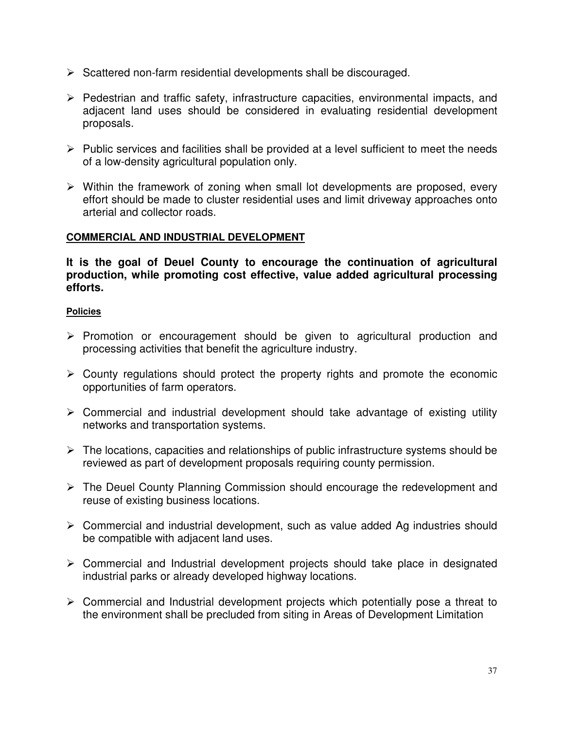- Scattered non-farm residential developments shall be discouraged.

- Pedestrian and traffic safety, infrastructure capacities, environmental impacts, and adjacent land uses should be considered in evaluating residential development proposals.

- Public services and facilities shall be provided at a level sufficient to meet the needs of a low-density agricultural population only.

- Within the framework of zoning when small lot developments are proposed, every effort should be made to cluster residential uses and limit driveway approaches onto arterial and collector roads.

## COMMERCIAL AND INDUSTRIAL DEVELOPMENT

**It is the goal of Deuel County to encourage the continuation of agricultural production, while promoting cost effective, value added agricultural processing efforts.**

### Policies

- Promotion or encouragement should be given to agricultural production and processing activities that benefit the agriculture industry.

- County regulations should protect the property rights and promote the economic opportunities of farm operators.

- Commercial and industrial development should take advantage of existing utility networks and transportation systems.

- The locations, capacities and relationships of public infrastructure systems should be reviewed as part of development proposals requiring county permission.

- The Deuel County Planning Commission should encourage the redevelopment and reuse of existing business locations.

- Commercial and industrial development, such as value added Ag industries should be compatible with adjacent land uses.

- Commercial and Industrial development projects should take place in designated industrial parks or already developed highway locations.

- Commercial and Industrial development projects which potentially pose a threat to the environment shall be precluded from siting in Areas of Development Limitation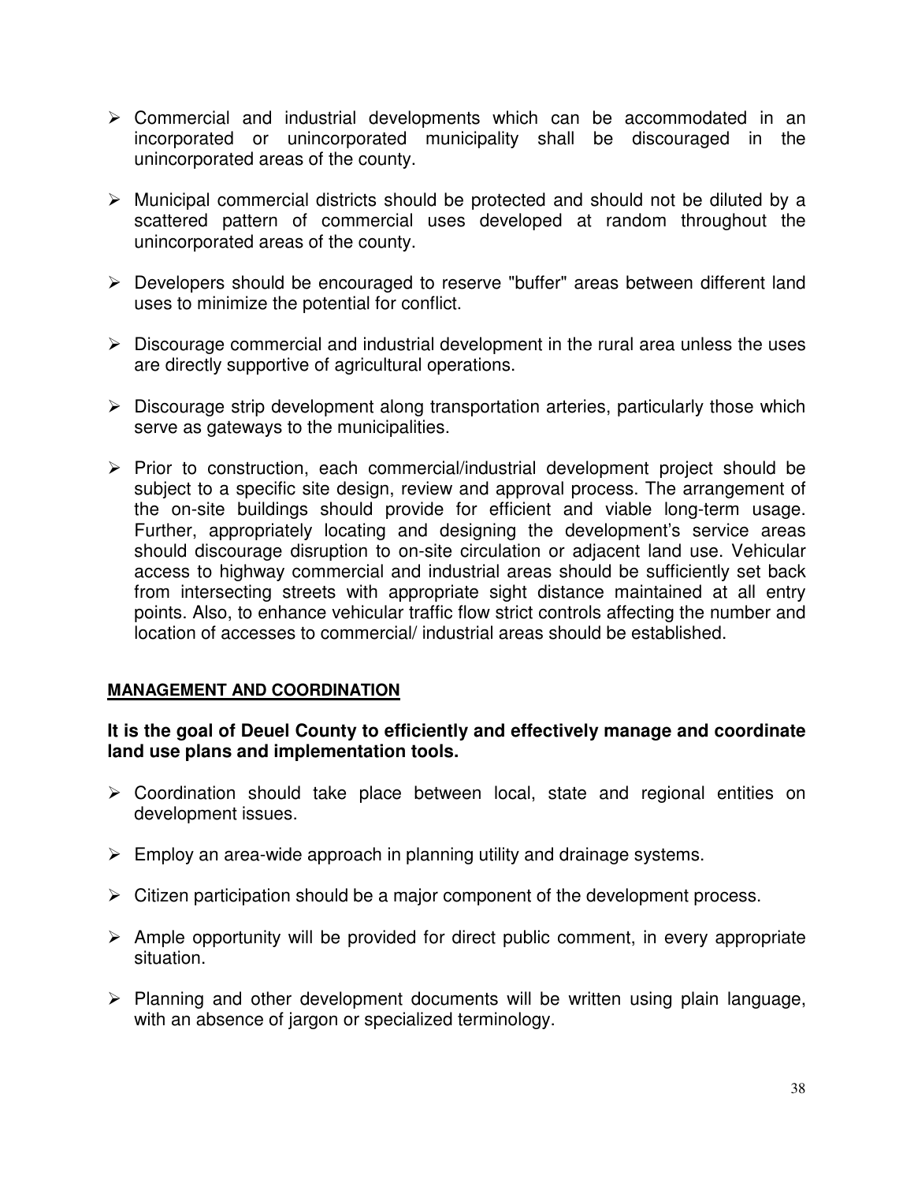- Commercial and industrial developments which can be accommodated in an incorporated or unincorporated municipality shall be discouraged in the unincorporated areas of the county.

- Municipal commercial districts should be protected and should not be diluted by a scattered pattern of commercial uses developed at random throughout the unincorporated areas of the county.

- Developers should be encouraged to reserve "buffer" areas between different land uses to minimize the potential for conflict.

- Discourage commercial and industrial development in the rural area unless the uses are directly supportive of agricultural operations.

- Discourage strip development along transportation arteries, particularly those which serve as gateways to the municipalities.

- Prior to construction, each commercial/industrial development project should be subject to a specific site design, review and approval process. The arrangement of the on-site buildings should provide for efficient and viable long-term usage. Further, appropriately locating and designing the development's service areas should discourage disruption to on-site circulation or adjacent land use. Vehicular access to highway commercial and industrial areas should be sufficiently set back from intersecting streets with appropriate sight distance maintained at all entry points. Also, to enhance vehicular traffic flow strict controls affecting the number and location of accesses to commercial/ industrial areas should be established.

## MANAGEMENT AND COORDINATION

**It is the goal of Deuel County to efficiently and effectively manage and coordinate land use plans and implementation tools.**

- Coordination should take place between local, state and regional entities on development issues.

- Employ an area-wide approach in planning utility and drainage systems.

- Citizen participation should be a major component of the development process.

- Ample opportunity will be provided for direct public comment, in every appropriate situation.

- Planning and other development documents will be written using plain language, with an absence of jargon or specialized terminology.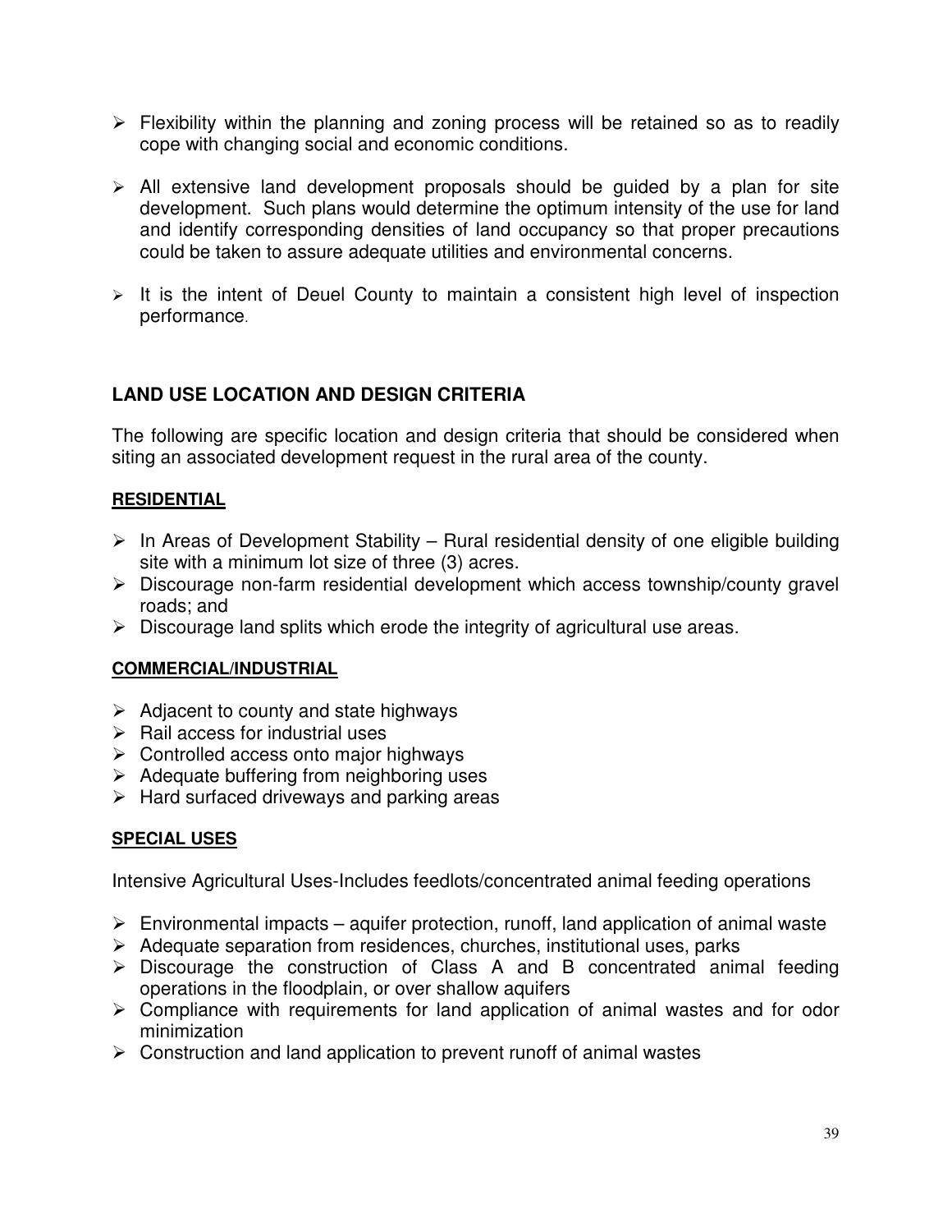- Flexibility within the planning and zoning process will be retained so as to readily cope with changing social and economic conditions.

- All extensive land development proposals should be guided by a plan for site development. Such plans would determine the optimum intensity of the use for land and identify corresponding densities of land occupancy so that proper precautions could be taken to assure adequate utilities and environmental concerns.

- It is the intent of Deuel County to maintain a consistent high level of inspection performance.

## LAND USE LOCATION AND DESIGN CRITERIA

The following are specific location and design criteria that should be considered when siting an associated development request in the rural area of the county.

### RESIDENTIAL

- In Areas of Development Stability – Rural residential density of one eligible building site with a minimum lot size of three (3) acres.
- Discourage non-farm residential development which access township/county gravel roads; and
- Discourage land splits which erode the integrity of agricultural use areas.

### COMMERCIAL/INDUSTRIAL

- Adjacent to county and state highways
- Rail access for industrial uses
- Controlled access onto major highways
- Adequate buffering from neighboring uses
- Hard surfaced driveways and parking areas

### SPECIAL USES

Intensive Agricultural Uses-Includes feedlots/concentrated animal feeding operations

- Environmental impacts – aquifer protection, runoff, land application of animal waste
- Adequate separation from residences, churches, institutional uses, parks
- Discourage the construction of Class A and B concentrated animal feeding operations in the floodplain, or over shallow aquifers
- Compliance with requirements for land application of animal wastes and for odor minimization
- Construction and land application to prevent runoff of animal wastes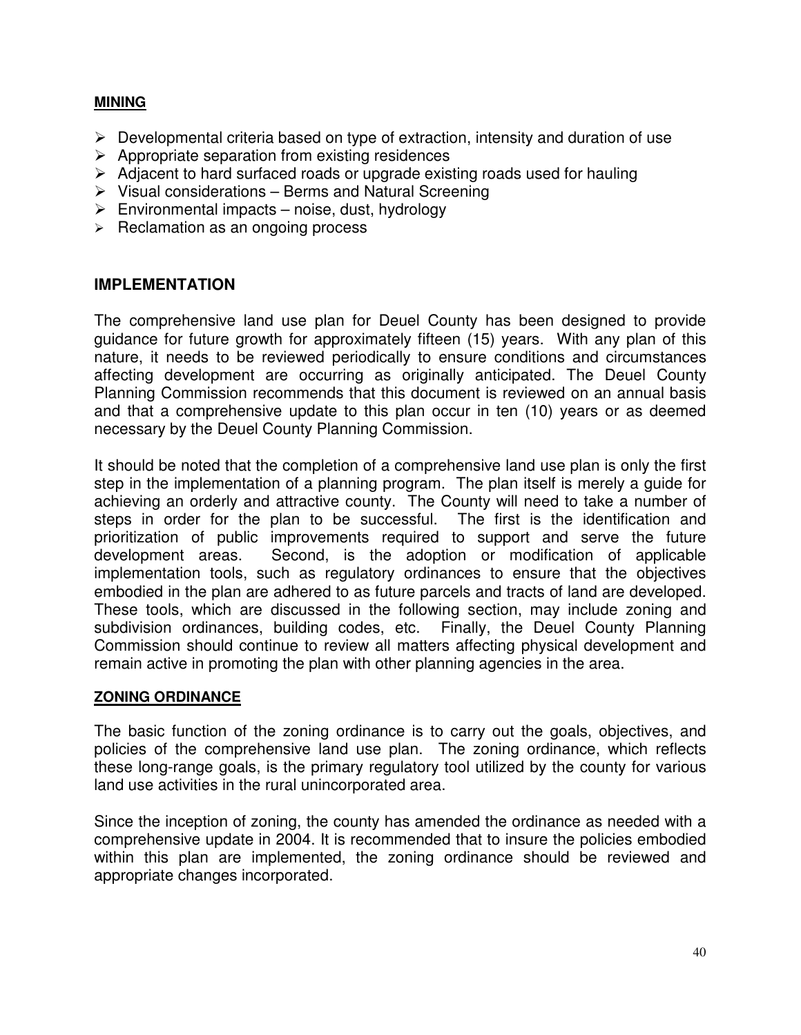**MINING**

- Developmental criteria based on type of extraction, intensity and duration of use
- Appropriate separation from existing residences
- Adjacent to hard surfaced roads or upgrade existing roads used for hauling
- Visual considerations – Berms and Natural Screening
- Environmental impacts – noise, dust, hydrology
- Reclamation as an ongoing process

## IMPLEMENTATION

The comprehensive land use plan for Deuel County has been designed to provide guidance for future growth for approximately fifteen (15) years. With any plan of this nature, it needs to be reviewed periodically to ensure conditions and circumstances affecting development are occurring as originally anticipated. The Deuel County Planning Commission recommends that this document is reviewed on an annual basis and that a comprehensive update to this plan occur in ten (10) years or as deemed necessary by the Deuel County Planning Commission.

It should be noted that the completion of a comprehensive land use plan is only the first step in the implementation of a planning program. The plan itself is merely a guide for achieving an orderly and attractive county. The County will need to take a number of steps in order for the plan to be successful. The first is the identification and prioritization of public improvements required to support and serve the future development areas. Second, is the adoption or modification of applicable implementation tools, such as regulatory ordinances to ensure that the objectives embodied in the plan are adhered to as future parcels and tracts of land are developed. These tools, which are discussed in the following section, may include zoning and subdivision ordinances, building codes, etc. Finally, the Deuel County Planning Commission should continue to review all matters affecting physical development and remain active in promoting the plan with other planning agencies in the area.

**ZONING ORDINANCE**

The basic function of the zoning ordinance is to carry out the goals, objectives, and policies of the comprehensive land use plan. The zoning ordinance, which reflects these long-range goals, is the primary regulatory tool utilized by the county for various land use activities in the rural unincorporated area.

Since the inception of zoning, the county has amended the ordinance as needed with a comprehensive update in 2004. It is recommended that to insure the policies embodied within this plan are implemented, the zoning ordinance should be reviewed and appropriate changes incorporated.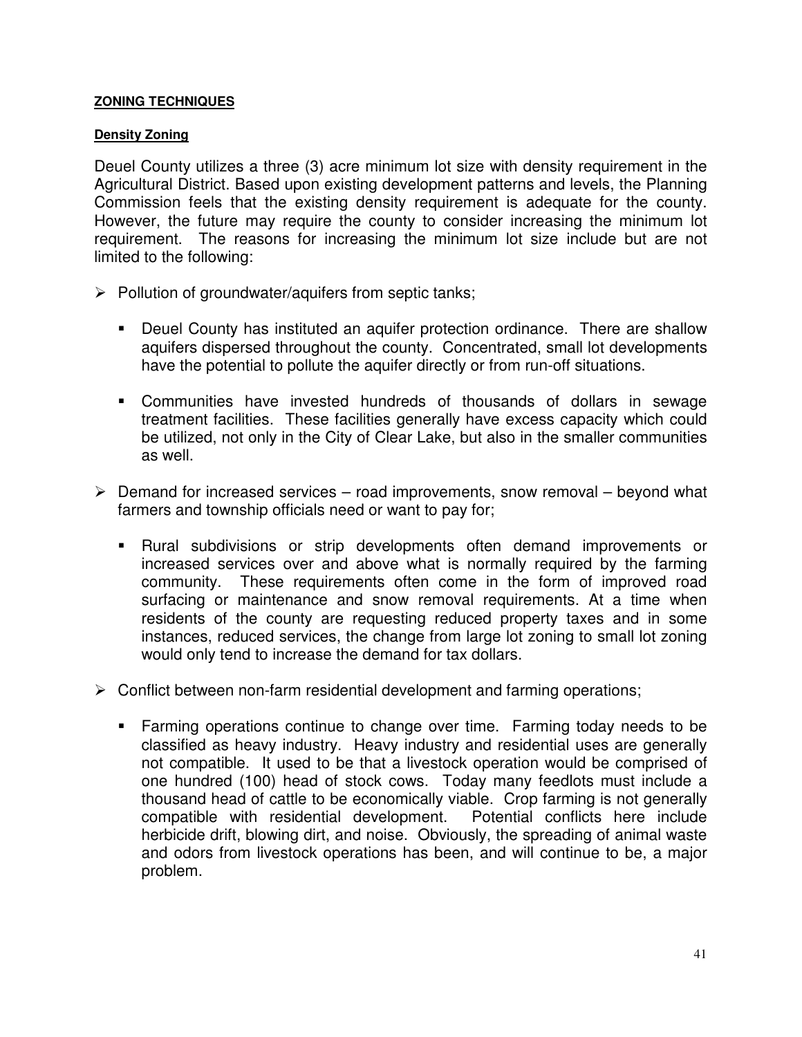**ZONING TECHNIQUES**

**Density Zoning**

Deuel County utilizes a three (3) acre minimum lot size with density requirement in the Agricultural District. Based upon existing development patterns and levels, the Planning Commission feels that the existing density requirement is adequate for the county. However, the future may require the county to consider increasing the minimum lot requirement. The reasons for increasing the minimum lot size include but are not limited to the following:

- Pollution of groundwater/aquifers from septic tanks;
  - Deuel County has instituted an aquifer protection ordinance. There are shallow aquifers dispersed throughout the county. Concentrated, small lot developments have the potential to pollute the aquifer directly or from run-off situations.
  - Communities have invested hundreds of thousands of dollars in sewage treatment facilities. These facilities generally have excess capacity which could be utilized, not only in the City of Clear Lake, but also in the smaller communities as well.
- Demand for increased services – road improvements, snow removal – beyond what farmers and township officials need or want to pay for;
  - Rural subdivisions or strip developments often demand improvements or increased services over and above what is normally required by the farming community. These requirements often come in the form of improved road surfacing or maintenance and snow removal requirements. At a time when residents of the county are requesting reduced property taxes and in some instances, reduced services, the change from large lot zoning to small lot zoning would only tend to increase the demand for tax dollars.
- Conflict between non-farm residential development and farming operations;
  - Farming operations continue to change over time. Farming today needs to be classified as heavy industry. Heavy industry and residential uses are generally not compatible. It used to be that a livestock operation would be comprised of one hundred (100) head of stock cows. Today many feedlots must include a thousand head of cattle to be economically viable. Crop farming is not generally compatible with residential development. Potential conflicts here include herbicide drift, blowing dirt, and noise. Obviously, the spreading of animal waste and odors from livestock operations has been, and will continue to be, a major problem.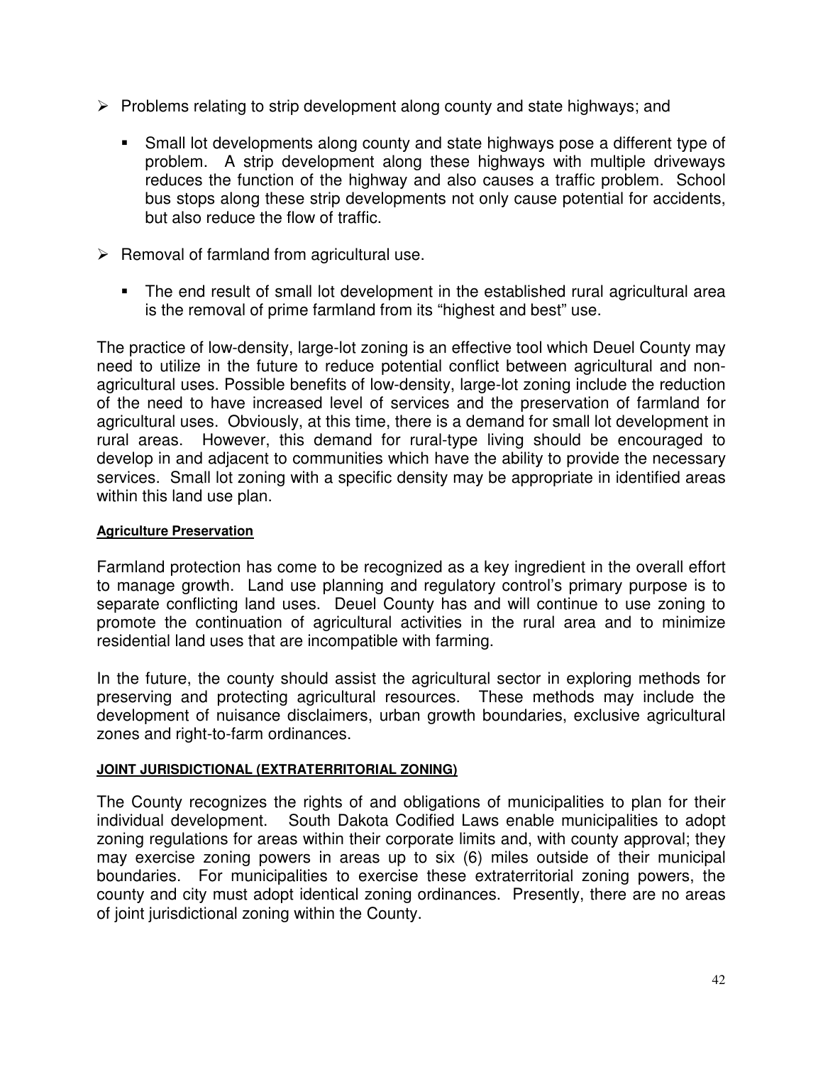- Problems relating to strip development along county and state highways; and
  - Small lot developments along county and state highways pose a different type of problem. A strip development along these highways with multiple driveways reduces the function of the highway and also causes a traffic problem. School bus stops along these strip developments not only cause potential for accidents, but also reduce the flow of traffic.
- Removal of farmland from agricultural use.
  - The end result of small lot development in the established rural agricultural area is the removal of prime farmland from its "highest and best" use.

The practice of low-density, large-lot zoning is an effective tool which Deuel County may need to utilize in the future to reduce potential conflict between agricultural and non-agricultural uses. Possible benefits of low-density, large-lot zoning include the reduction of the need to have increased level of services and the preservation of farmland for agricultural uses. Obviously, at this time, there is a demand for small lot development in rural areas. However, this demand for rural-type living should be encouraged to develop in and adjacent to communities which have the ability to provide the necessary services. Small lot zoning with a specific density may be appropriate in identified areas within this land use plan.

**Agriculture Preservation**

Farmland protection has come to be recognized as a key ingredient in the overall effort to manage growth. Land use planning and regulatory control's primary purpose is to separate conflicting land uses. Deuel County has and will continue to use zoning to promote the continuation of agricultural activities in the rural area and to minimize residential land uses that are incompatible with farming.

In the future, the county should assist the agricultural sector in exploring methods for preserving and protecting agricultural resources. These methods may include the development of nuisance disclaimers, urban growth boundaries, exclusive agricultural zones and right-to-farm ordinances.

**JOINT JURISDICTIONAL (EXTRATERRITORIAL ZONING)**

The County recognizes the rights of and obligations of municipalities to plan for their individual development. South Dakota Codified Laws enable municipalities to adopt zoning regulations for areas within their corporate limits and, with county approval; they may exercise zoning powers in areas up to six (6) miles outside of their municipal boundaries. For municipalities to exercise these extraterritorial zoning powers, the county and city must adopt identical zoning ordinances. Presently, there are no areas of joint jurisdictional zoning within the County.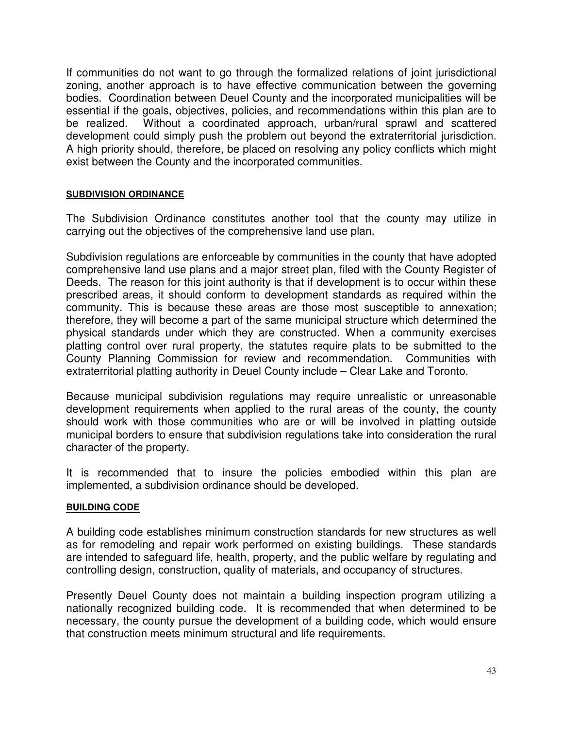If communities do not want to go through the formalized relations of joint jurisdictional zoning, another approach is to have effective communication between the governing bodies. Coordination between Deuel County and the incorporated municipalities will be essential if the goals, objectives, policies, and recommendations within this plan are to be realized. Without a coordinated approach, urban/rural sprawl and scattered development could simply push the problem out beyond the extraterritorial jurisdiction. A high priority should, therefore, be placed on resolving any policy conflicts which might exist between the County and the incorporated communities.

#### SUBDIVISION ORDINANCE

The Subdivision Ordinance constitutes another tool that the county may utilize in carrying out the objectives of the comprehensive land use plan.

Subdivision regulations are enforceable by communities in the county that have adopted comprehensive land use plans and a major street plan, filed with the County Register of Deeds. The reason for this joint authority is that if development is to occur within these prescribed areas, it should conform to development standards as required within the community. This is because these areas are those most susceptible to annexation; therefore, they will become a part of the same municipal structure which determined the physical standards under which they are constructed. When a community exercises platting control over rural property, the statutes require plats to be submitted to the County Planning Commission for review and recommendation. Communities with extraterritorial platting authority in Deuel County include – Clear Lake and Toronto.

Because municipal subdivision regulations may require unrealistic or unreasonable development requirements when applied to the rural areas of the county, the county should work with those communities who are or will be involved in platting outside municipal borders to ensure that subdivision regulations take into consideration the rural character of the property.

It is recommended that to insure the policies embodied within this plan are implemented, a subdivision ordinance should be developed.

#### BUILDING CODE

A building code establishes minimum construction standards for new structures as well as for remodeling and repair work performed on existing buildings. These standards are intended to safeguard life, health, property, and the public welfare by regulating and controlling design, construction, quality of materials, and occupancy of structures.

Presently Deuel County does not maintain a building inspection program utilizing a nationally recognized building code. It is recommended that when determined to be necessary, the county pursue the development of a building code, which would ensure that construction meets minimum structural and life requirements.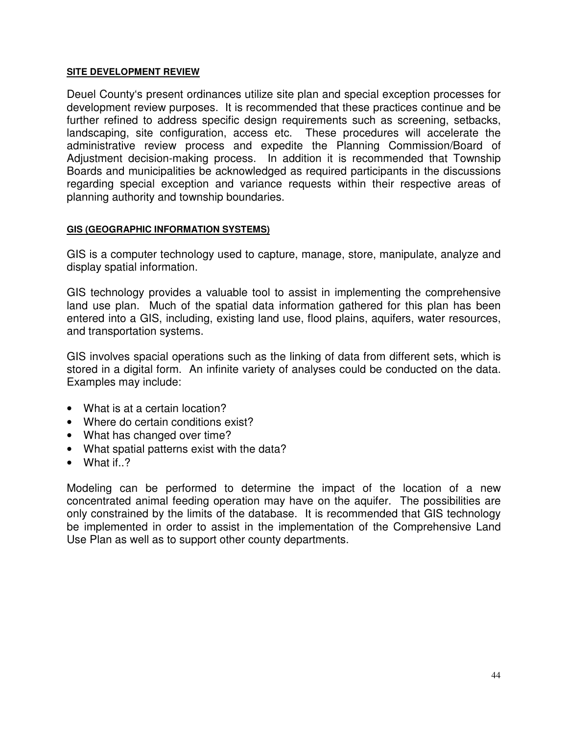## SITE DEVELOPMENT REVIEW

Deuel County's present ordinances utilize site plan and special exception processes for development review purposes. It is recommended that these practices continue and be further refined to address specific design requirements such as screening, setbacks, landscaping, site configuration, access etc. These procedures will accelerate the administrative review process and expedite the Planning Commission/Board of Adjustment decision-making process. In addition it is recommended that Township Boards and municipalities be acknowledged as required participants in the discussions regarding special exception and variance requests within their respective areas of planning authority and township boundaries.

## GIS (GEOGRAPHIC INFORMATION SYSTEMS)

GIS is a computer technology used to capture, manage, store, manipulate, analyze and display spatial information.

GIS technology provides a valuable tool to assist in implementing the comprehensive land use plan. Much of the spatial data information gathered for this plan has been entered into a GIS, including, existing land use, flood plains, aquifers, water resources, and transportation systems.

GIS involves spacial operations such as the linking of data from different sets, which is stored in a digital form. An infinite variety of analyses could be conducted on the data. Examples may include:

- What is at a certain location?
- Where do certain conditions exist?
- What has changed over time?
- What spatial patterns exist with the data?
- What if..?

Modeling can be performed to determine the impact of the location of a new concentrated animal feeding operation may have on the aquifer. The possibilities are only constrained by the limits of the database. It is recommended that GIS technology be implemented in order to assist in the implementation of the Comprehensive Land Use Plan as well as to support other county departments.